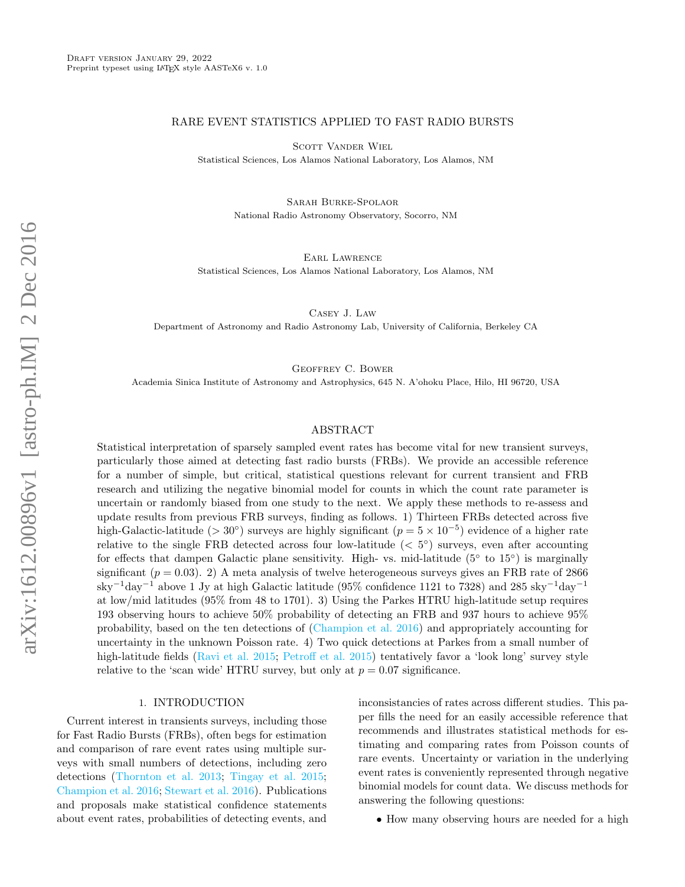Draft version January 29, 2022
Preprint typeset using LaTeX style AASTeX6 v. 1.0

# RARE EVENT STATISTICS APPLIED TO FAST RADIO BURSTS

Scott Vander Wiel
Statistical Sciences, Los Alamos National Laboratory, Los Alamos, NM

Sarah Burke-Spolaor
National Radio Astronomy Observatory, Socorro, NM

Earl Lawrence
Statistical Sciences, Los Alamos National Laboratory, Los Alamos, NM

Casey J. Law
Department of Astronomy and Radio Astronomy Lab, University of California, Berkeley CA

Geoffrey C. Bower
Academia Sinica Institute of Astronomy and Astrophysics, 645 N. A'ohoku Place, Hilo, HI 96720, USA

## ABSTRACT

Statistical interpretation of sparsely sampled event rates has become vital for new transient surveys, particularly those aimed at detecting fast radio bursts (FRBs). We provide an accessible reference for a number of simple, but critical, statistical questions relevant for current transient and FRB research and utilizing the negative binomial model for counts in which the count rate parameter is uncertain or randomly biased from one study to the next. We apply these methods to re-assess and update results from previous FRB surveys, finding as follows. 1) Thirteen FRBs detected across five high-Galactic-latitude ($> 30°$) surveys are highly significant ($p = 5 \times 10^{-5}$) evidence of a higher rate relative to the single FRB detected across four low-latitude ($< 5°$) surveys, even after accounting for effects that dampen Galactic plane sensitivity. High- vs. mid-latitude ($5°$ to $15°$) is marginally significant ($p = 0.03$). 2) A meta analysis of twelve heterogeneous surveys gives an FRB rate of 2866 sky$^{-1}$day$^{-1}$ above 1 Jy at high Galactic latitude (95% confidence 1121 to 7328) and 285 sky$^{-1}$day$^{-1}$ at low/mid latitudes (95% from 48 to 1701). 3) Using the Parkes HTRU high-latitude setup requires 193 observing hours to achieve 50% probability of detecting an FRB and 937 hours to achieve 95% probability, based on the ten detections of (Champion et al. 2016) and appropriately accounting for uncertainty in the unknown Poisson rate. 4) Two quick detections at Parkes from a small number of high-latitude fields (Ravi et al. 2015; Petroff et al. 2015) tentatively favor a 'look long' survey style relative to the 'scan wide' HTRU survey, but only at $p = 0.07$ significance.

## 1. INTRODUCTION

Current interest in transients surveys, including those for Fast Radio Bursts (FRBs), often begs for estimation and comparison of rare event rates using multiple surveys with small numbers of detections, including zero detections (Thornton et al. 2013; Tingay et al. 2015; Champion et al. 2016; Stewart et al. 2016). Publications and proposals make statistical confidence statements about event rates, probabilities of detecting events, and inconsistancies of rates across different studies. This paper fills the need for an easily accessible reference that recommends and illustrates statistical methods for estimating and comparing rates from Poisson counts of rare events. Uncertainty or variation in the underlying event rates is conveniently represented through negative binomial models for count data. We discuss methods for answering the following questions:

- How many observing hours are needed for a high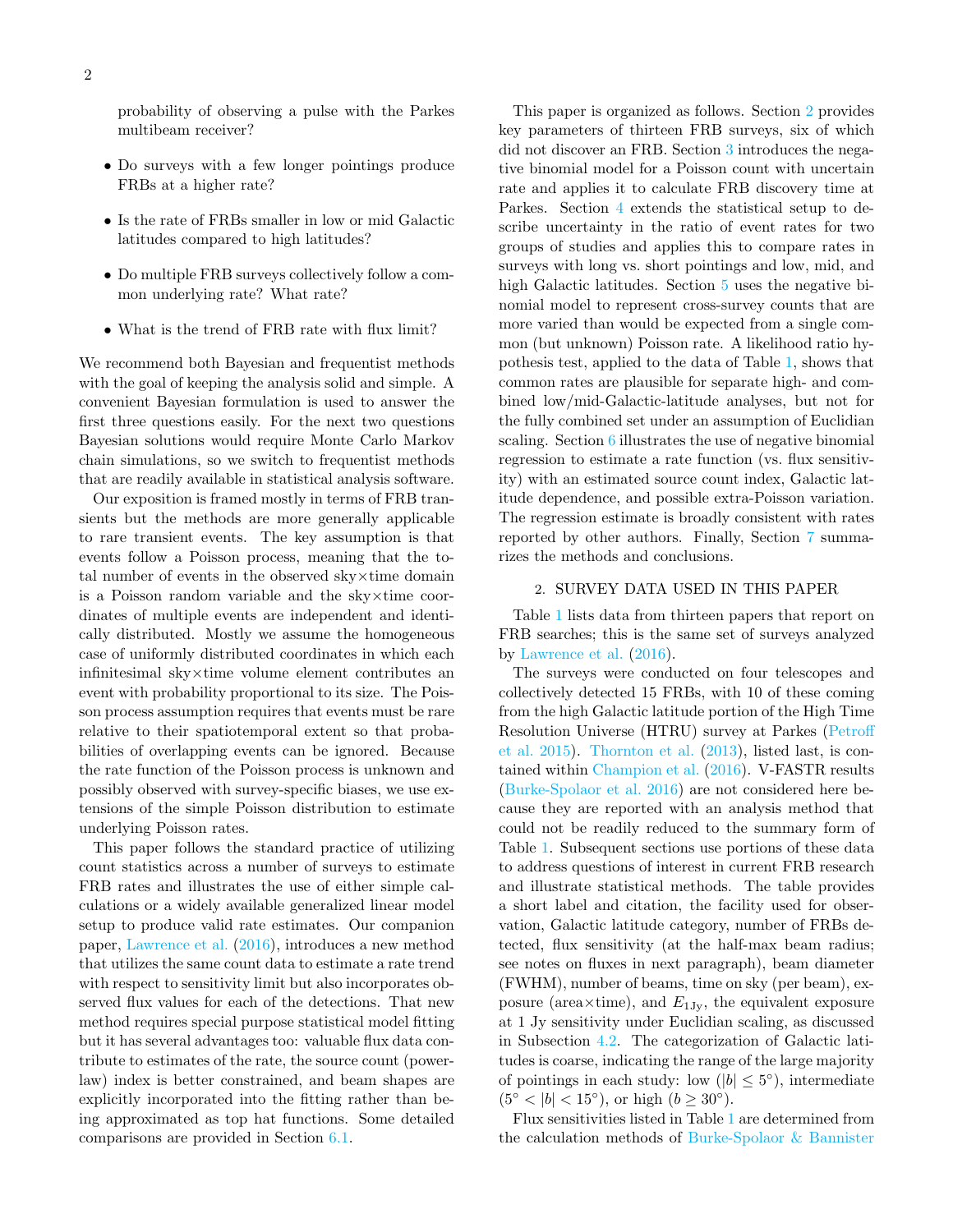probability of observing a pulse with the Parkes multibeam receiver?

- Do surveys with a few longer pointings produce FRBs at a higher rate?
- Is the rate of FRBs smaller in low or mid Galactic latitudes compared to high latitudes?
- Do multiple FRB surveys collectively follow a common underlying rate? What rate?
- What is the trend of FRB rate with flux limit?

We recommend both Bayesian and frequentist methods with the goal of keeping the analysis solid and simple. A convenient Bayesian formulation is used to answer the first three questions easily. For the next two questions Bayesian solutions would require Monte Carlo Markov chain simulations, so we switch to frequentist methods that are readily available in statistical analysis software.

Our exposition is framed mostly in terms of FRB transients but the methods are more generally applicable to rare transient events. The key assumption is that events follow a Poisson process, meaning that the total number of events in the observed sky×time domain is a Poisson random variable and the sky×time coordinates of multiple events are independent and identically distributed. Mostly we assume the homogeneous case of uniformly distributed coordinates in which each infinitesimal sky×time volume element contributes an event with probability proportional to its size. The Poisson process assumption requires that events must be rare relative to their spatiotemporal extent so that probabilities of overlapping events can be ignored. Because the rate function of the Poisson process is unknown and possibly observed with survey-specific biases, we use extensions of the simple Poisson distribution to estimate underlying Poisson rates.

This paper follows the standard practice of utilizing count statistics across a number of surveys to estimate FRB rates and illustrates the use of either simple calculations or a widely available generalized linear model setup to produce valid rate estimates. Our companion paper, Lawrence et al. (2016), introduces a new method that utilizes the same count data to estimate a rate trend with respect to sensitivity limit but also incorporates observed flux values for each of the detections. That new method requires special purpose statistical model fitting but it has several advantages too: valuable flux data contribute to estimates of the rate, the source count (power-law) index is better constrained, and beam shapes are explicitly incorporated into the fitting rather than being approximated as top hat functions. Some detailed comparisons are provided in Section 6.1.

This paper is organized as follows. Section 2 provides key parameters of thirteen FRB surveys, six of which did not discover an FRB. Section 3 introduces the negative binomial model for a Poisson count with uncertain rate and applies it to calculate FRB discovery time at Parkes. Section 4 extends the statistical setup to describe uncertainty in the ratio of event rates for two groups of studies and applies this to compare rates in surveys with long vs. short pointings and low, mid, and high Galactic latitudes. Section 5 uses the negative binomial model to represent cross-survey counts that are more varied than would be expected from a single common (but unknown) Poisson rate. A likelihood ratio hypothesis test, applied to the data of Table 1, shows that common rates are plausible for separate high- and combined low/mid-Galactic-latitude analyses, but not for the fully combined set under an assumption of Euclidian scaling. Section 6 illustrates the use of negative binomial regression to estimate a rate function (vs. flux sensitivity) with an estimated source count index, Galactic latitude dependence, and possible extra-Poisson variation. The regression estimate is broadly consistent with rates reported by other authors. Finally, Section 7 summarizes the methods and conclusions.

## 2. SURVEY DATA USED IN THIS PAPER

Table 1 lists data from thirteen papers that report on FRB searches; this is the same set of surveys analyzed by Lawrence et al. (2016).

The surveys were conducted on four telescopes and collectively detected 15 FRBs, with 10 of these coming from the high Galactic latitude portion of the High Time Resolution Universe (HTRU) survey at Parkes (Petroff et al. 2015). Thornton et al. (2013), listed last, is contained within Champion et al. (2016). V-FASTR results (Burke-Spolaor et al. 2016) are not considered here because they are reported with an analysis method that could not be readily reduced to the summary form of Table 1. Subsequent sections use portions of these data to address questions of interest in current FRB research and illustrate statistical methods. The table provides a short label and citation, the facility used for observation, Galactic latitude category, number of FRBs detected, flux sensitivity (at the half-max beam radius; see notes on fluxes in next paragraph), beam diameter (FWHM), number of beams, time on sky (per beam), exposure (area×time), and $E_{1\mathrm{Jy}}$, the equivalent exposure at 1 Jy sensitivity under Euclidian scaling, as discussed in Subsection 4.2. The categorization of Galactic latitudes is coarse, indicating the range of the large majority of pointings in each study: low ($|b| \leq 5°$), intermediate ($5° < |b| < 15°$), or high ($b \geq 30°$).

Flux sensitivities listed in Table 1 are determined from the calculation methods of Burke-Spolaor & Bannister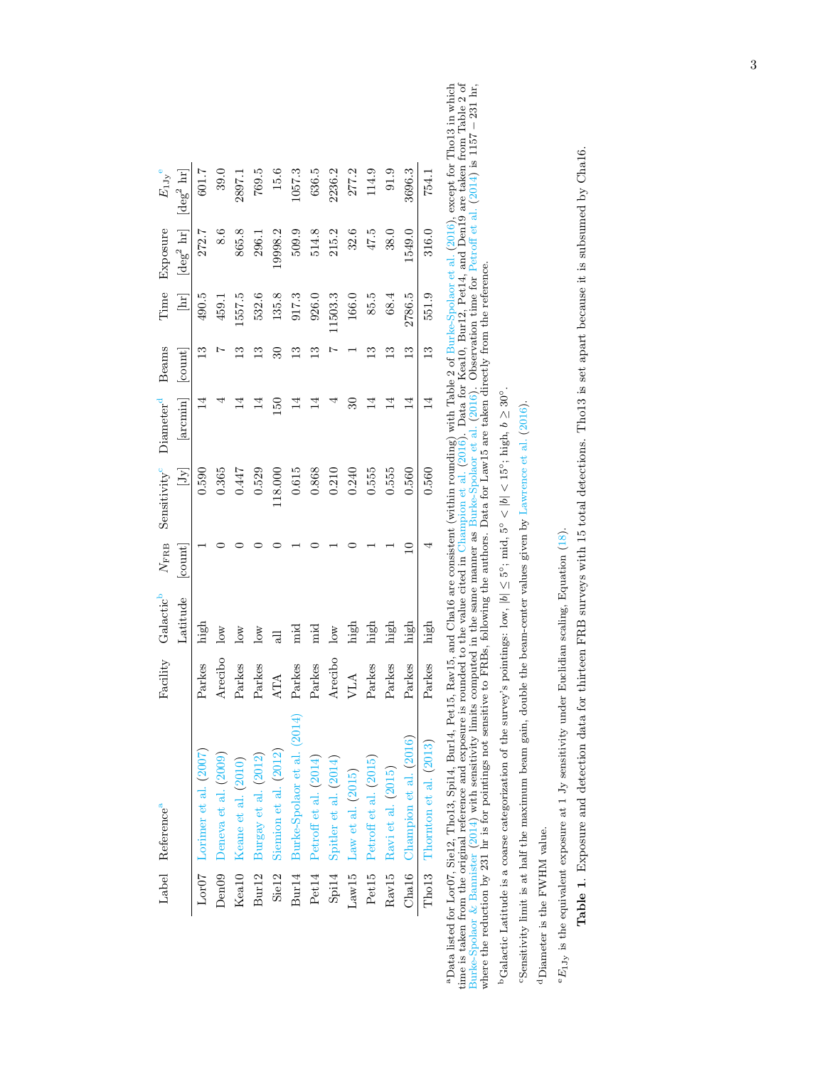| Label | Reference[a] | Facility | Galactic[b] Latitude | $N_{\rm FRB}$ [count] | Sensitivity[c] [Jy] | Diameter[d] [arcmin] | Beams [count] | Time [hr] | Exposure [deg$^2$ hr] | $E_{\rm 1Jy}$[e] [deg$^2$ hr] |
|---|---|---|---|---|---|---|---|---|---|---|
| Lor07 | Lorimer et al. (2007) | Parkes | high | 1 | 0.590 | 14 | 13 | 490.5 | 272.7 | 601.7 |
| Den09 | Deneva et al. (2009) | Arecibo | low | 0 | 0.365 | 4 | 7 | 459.1 | 8.6 | 39.0 |
| Kea10 | Keane et al. (2010) | Parkes | low | 0 | 0.447 | 14 | 13 | 1557.5 | 865.8 | 2897.1 |
| Bur12 | Burgay et al. (2012) | Parkes | low | 0 | 0.529 | 14 | 13 | 532.6 | 296.1 | 769.5 |
| Sie12 | Siemion et al. (2012) | ATA | all | 0 | 118.000 | 150 | 30 | 135.8 | 19998.2 | 15.6 |
| Bur14 | Burke-Spolaor et al. (2014) | Parkes | mid | 1 | 0.615 | 14 | 13 | 917.3 | 509.9 | 1057.3 |
| Pet14 | Petroff et al. (2014) | Parkes | mid | 0 | 0.868 | 14 | 13 | 926.0 | 514.8 | 636.5 |
| Spi14 | Spitler et al. (2014) | Arecibo | low | 1 | 0.210 | 4 | 7 | 11503.3 | 215.2 | 2236.2 |
| Law15 | Law et al. (2015) | VLA | high | 0 | 0.240 | 30 | 1 | 166.0 | 32.6 | 277.2 |
| Pet15 | Petroff et al. (2015) | Parkes | high | 1 | 0.555 | 14 | 13 | 85.5 | 47.5 | 114.9 |
| Rav15 | Ravi et al. (2015) | Parkes | high | 1 | 0.555 | 14 | 13 | 68.4 | 38.0 | 91.9 |
| Cha16 | Champion et al. (2016) | Parkes | high | 10 | 0.560 | 14 | 13 | 2786.5 | 1549.0 | 3696.3 |
| Tho13 | Thornton et al. (2013) | Parkes | high | 4 | 0.560 | 14 | 13 | 551.9 | 316.0 | 754.1 |

[a]Data listed for Lor07, Sie12, Tho13, Spi14, Bur14, Pet15, Rav15, and Cha16 are consistent (within rounding) with Table 2 of Burke-Spolaor et al. (2016), except for Tho13 in which time is taken from the original reference and exposure is rounded to the value cited in Champion et al. (2016). Data for Kea10, Bur12, Pet14, and Den19 are taken from Table 2 of Burke-Spolaor & Bannister (2014) with sensitivity limits computed in the same manner as Burke-Spolaor et al. (2016). Observation time for Petroff et al. (2014) is 1157 − 231 hr, where the reduction by 231 hr is for pointings not sensitive to FRBs, following the authors. Data for Law15 are taken directly from the reference.

[b]Galactic Latitude is a coarse categorization of the survey's pointings: low, $|b| \leq 5°$; mid, $5° < |b| < 15°$; high, $b \geq 30°$.

[c]Sensitivity limit is at half the maximum beam gain, double the beam-center values given by Lawrence et al. (2016).

[d]Diameter is the FWHM value.

[e]$E_{\rm 1Jy}$ is the equivalent exposure at 1 Jy sensitivity under Euclidian scaling, Equation (18).

**Table 1.** Exposure and detection data for thirteen FRB surveys with 15 total detections. Tho13 is set apart because it is subsumed by Cha16.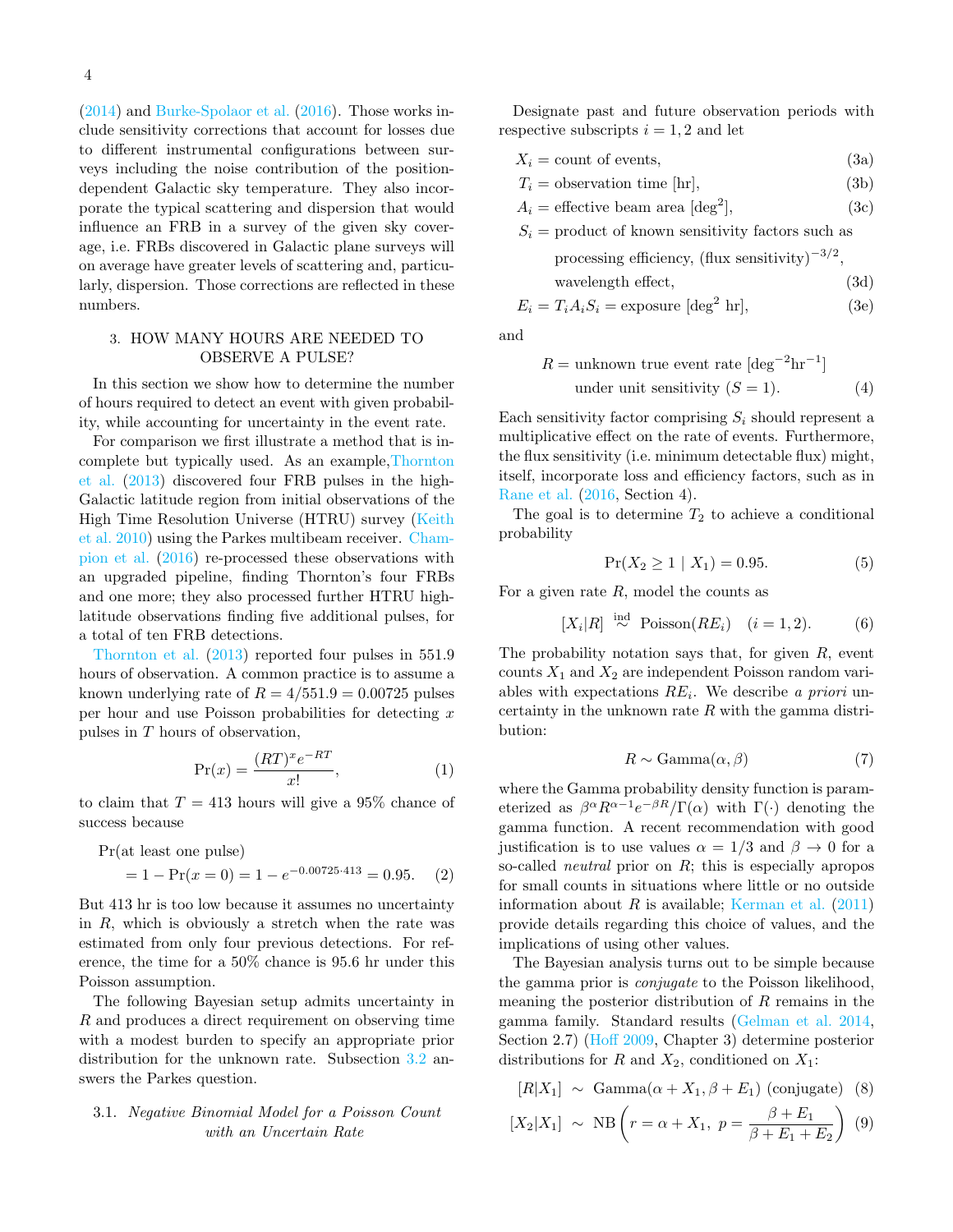(2014) and Burke-Spolaor et al. (2016). Those works include sensitivity corrections that account for losses due to different instrumental configurations between surveys including the noise contribution of the position-dependent Galactic sky temperature. They also incorporate the typical scattering and dispersion that would influence an FRB in a survey of the given sky coverage, i.e. FRBs discovered in Galactic plane surveys will on average have greater levels of scattering and, particularly, dispersion. Those corrections are reflected in these numbers.

## 3. HOW MANY HOURS ARE NEEDED TO OBSERVE A PULSE?

In this section we show how to determine the number of hours required to detect an event with given probability, while accounting for uncertainty in the event rate.

For comparison we first illustrate a method that is incomplete but typically used. As an example, Thornton et al. (2013) discovered four FRB pulses in the high-Galactic latitude region from initial observations of the High Time Resolution Universe (HTRU) survey (Keith et al. 2010) using the Parkes multibeam receiver. Champion et al. (2016) re-processed these observations with an upgraded pipeline, finding Thornton's four FRBs and one more; they also processed further HTRU high-latitude observations finding five additional pulses, for a total of ten FRB detections.

Thornton et al. (2013) reported four pulses in 551.9 hours of observation. A common practice is to assume a known underlying rate of $R = 4/551.9 = 0.00725$ pulses per hour and use Poisson probabilities for detecting $x$ pulses in $T$ hours of observation,

$$\Pr(x) = \frac{(RT)^x e^{-RT}}{x!}, \tag{1}$$

to claim that $T = 413$ hours will give a 95% chance of success because

$$\begin{aligned}\Pr(&\text{at least one pulse}) \\ &= 1 - \Pr(x = 0) = 1 - e^{-0.00725 \cdot 413} = 0.95. \end{aligned}\tag{2}$$

But 413 hr is too low because it assumes no uncertainty in $R$, which is obviously a stretch when the rate was estimated from only four previous detections. For reference, the time for a 50% chance is 95.6 hr under this Poisson assumption.

The following Bayesian setup admits uncertainty in $R$ and produces a direct requirement on observing time with a modest burden to specify an appropriate prior distribution for the unknown rate. Subsection 3.2 answers the Parkes question.

### 3.1. *Negative Binomial Model for a Poisson Count with an Uncertain Rate*

Designate past and future observation periods with respective subscripts $i = 1, 2$ and let

$$X_i = \text{count of events}, \tag{3a}$$

$$T_i = \text{observation time [hr]}, \tag{3b}$$

$$A_i = \text{effective beam area [deg}^2\text{]}, \tag{3c}$$

$$\begin{aligned} S_i = {} & \text{product of known sensitivity factors such as} \\ & \text{processing efficiency, (flux sensitivity)}^{-3/2}, \\ & \text{wavelength effect}, \end{aligned} \tag{3d}$$

$$E_i = T_i A_i S_i = \text{exposure [deg}^2 \text{ hr]}, \tag{3e}$$

and

$$\begin{aligned} R = {} & \text{unknown true event rate [deg}^{-2}\text{hr}^{-1}\text{]} \\ & \text{under unit sensitivity } (S = 1). \end{aligned} \tag{4}$$

Each sensitivity factor comprising $S_i$ should represent a multiplicative effect on the rate of events. Furthermore, the flux sensitivity (i.e. minimum detectable flux) might, itself, incorporate loss and efficiency factors, such as in Rane et al. (2016, Section 4).

The goal is to determine $T_2$ to achieve a conditional probability

$$\Pr(X_2 \geq 1 \mid X_1) = 0.95. \tag{5}$$

For a given rate $R$, model the counts as

$$[X_i | R] \overset{\text{ind}}{\sim} \text{Poisson}(RE_i) \quad (i = 1, 2). \tag{6}$$

The probability notation says that, for given $R$, event counts $X_1$ and $X_2$ are independent Poisson random variables with expectations $RE_i$. We describe *a priori* uncertainty in the unknown rate $R$ with the gamma distribution:

$$R \sim \text{Gamma}(\alpha, \beta) \tag{7}$$

where the Gamma probability density function is parameterized as $\beta^\alpha R^{\alpha-1} e^{-\beta R}/\Gamma(\alpha)$ with $\Gamma(\cdot)$ denoting the gamma function. A recent recommendation with good justification is to use values $\alpha = 1/3$ and $\beta \to 0$ for a so-called *neutral* prior on $R$; this is especially apropos for small counts in situations where little or no outside information about $R$ is available; Kerman et al. (2011) provide details regarding this choice of values, and the implications of using other values.

The Bayesian analysis turns out to be simple because the gamma prior is *conjugate* to the Poisson likelihood, meaning the posterior distribution of $R$ remains in the gamma family. Standard results (Gelman et al. 2014, Section 2.7) (Hoff 2009, Chapter 3) determine posterior distributions for $R$ and $X_2$, conditioned on $X_1$:

$$[R | X_1] \sim \text{Gamma}(\alpha + X_1, \beta + E_1) \text{ (conjugate)} \tag{8}$$

$$[X_2 | X_1] \sim \text{NB}\left(r = \alpha + X_1,\ p = \frac{\beta + E_1}{\beta + E_1 + E_2}\right) \tag{9}$$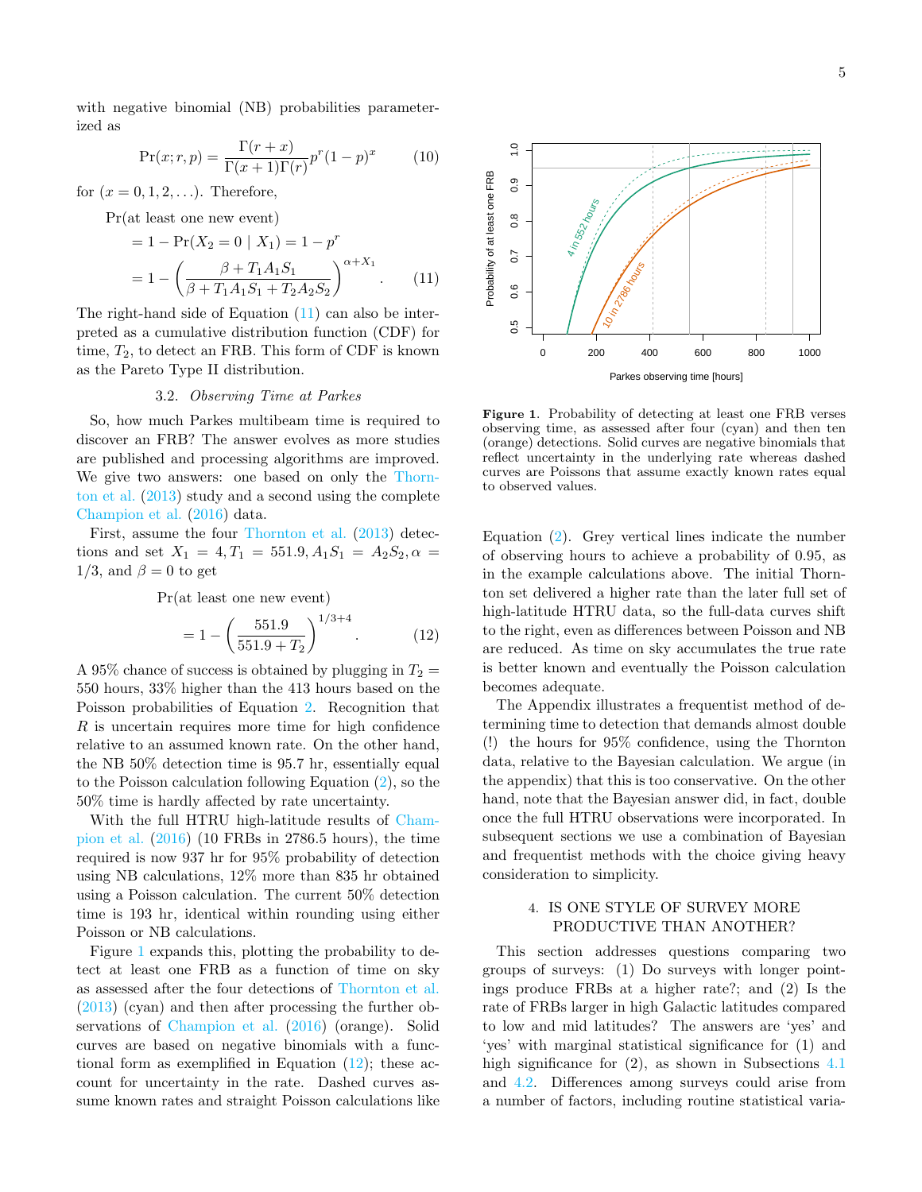with negative binomial (NB) probabilities parameterized as

$$\Pr(x; r, p) = \frac{\Gamma(r+x)}{\Gamma(x+1)\Gamma(r)} p^r (1-p)^x \tag{10}$$

for $(x = 0, 1, 2, \ldots)$. Therefore,

$$\begin{aligned}
&\Pr(\text{at least one new event}) \\
&= 1 - \Pr(X_2 = 0 \mid X_1) = 1 - p^r \\
&= 1 - \left( \frac{\beta + T_1 A_1 S_1}{\beta + T_1 A_1 S_1 + T_2 A_2 S_2} \right)^{\alpha + X_1}.
\end{aligned} \tag{11}$$

The right-hand side of Equation (11) can also be interpreted as a cumulative distribution function (CDF) for time, $T_2$, to detect an FRB. This form of CDF is known as the Pareto Type II distribution.

### 3.2. *Observing Time at Parkes*

So, how much Parkes multibeam time is required to discover an FRB? The answer evolves as more studies are published and processing algorithms are improved. We give two answers: one based on only the Thornton et al. (2013) study and a second using the complete Champion et al. (2016) data.

First, assume the four Thornton et al. (2013) detections and set $X_1 = 4, T_1 = 551.9, A_1 S_1 = A_2 S_2, \alpha = 1/3$, and $\beta = 0$ to get

$$\begin{aligned}
&\Pr(\text{at least one new event}) \\
&= 1 - \left( \frac{551.9}{551.9 + T_2} \right)^{1/3+4}.
\end{aligned} \tag{12}$$

A 95% chance of success is obtained by plugging in $T_2 =$ 550 hours, 33% higher than the 413 hours based on the Poisson probabilities of Equation 2. Recognition that $R$ is uncertain requires more time for high confidence relative to an assumed known rate. On the other hand, the NB 50% detection time is 95.7 hr, essentially equal to the Poisson calculation following Equation (2), so the 50% time is hardly affected by rate uncertainty.

With the full HTRU high-latitude results of Champion et al. (2016) (10 FRBs in 2786.5 hours), the time required is now 937 hr for 95% probability of detection using NB calculations, 12% more than 835 hr obtained using a Poisson calculation. The current 50% detection time is 193 hr, identical within rounding using either Poisson or NB calculations.

Figure 1 expands this, plotting the probability to detect at least one FRB as a function of time on sky as assessed after the four detections of Thornton et al. (2013) (cyan) and then after processing the further observations of Champion et al. (2016) (orange). Solid curves are based on negative binomials with a functional form as exemplified in Equation (12); these account for uncertainty in the rate. Dashed curves assume known rates and straight Poisson calculations like Equation (2). Grey vertical lines indicate the number of observing hours to achieve a probability of 0.95, as in the example calculations above. The initial Thornton set delivered a higher rate than the later full set of high-latitude HTRU data, so the full-data curves shift to the right, even as differences between Poisson and NB are reduced. As time on sky accumulates the true rate is better known and eventually the Poisson calculation becomes adequate.

**Figure 1**. Probability of detecting at least one FRB verses observing time, as assessed after four (cyan) and then ten (orange) detections. Solid curves are negative binomials that reflect uncertainty in the underlying rate whereas dashed curves are Poissons that assume exactly known rates equal to observed values.

The Appendix illustrates a frequentist method of determining time to detection that demands almost double (!) the hours for 95% confidence, using the Thornton data, relative to the Bayesian calculation. We argue (in the appendix) that this is too conservative. On the other hand, note that the Bayesian answer did, in fact, double once the full HTRU observations were incorporated. In subsequent sections we use a combination of Bayesian and frequentist methods with the choice giving heavy consideration to simplicity.

## 4. IS ONE STYLE OF SURVEY MORE PRODUCTIVE THAN ANOTHER?

This section addresses questions comparing two groups of surveys: (1) Do surveys with longer pointings produce FRBs at a higher rate?; and (2) Is the rate of FRBs larger in high Galactic latitudes compared to low and mid latitudes? The answers are 'yes' and 'yes' with marginal statistical significance for (1) and high significance for (2), as shown in Subsections 4.1 and 4.2. Differences among surveys could arise from a number of factors, including routine statistical varia-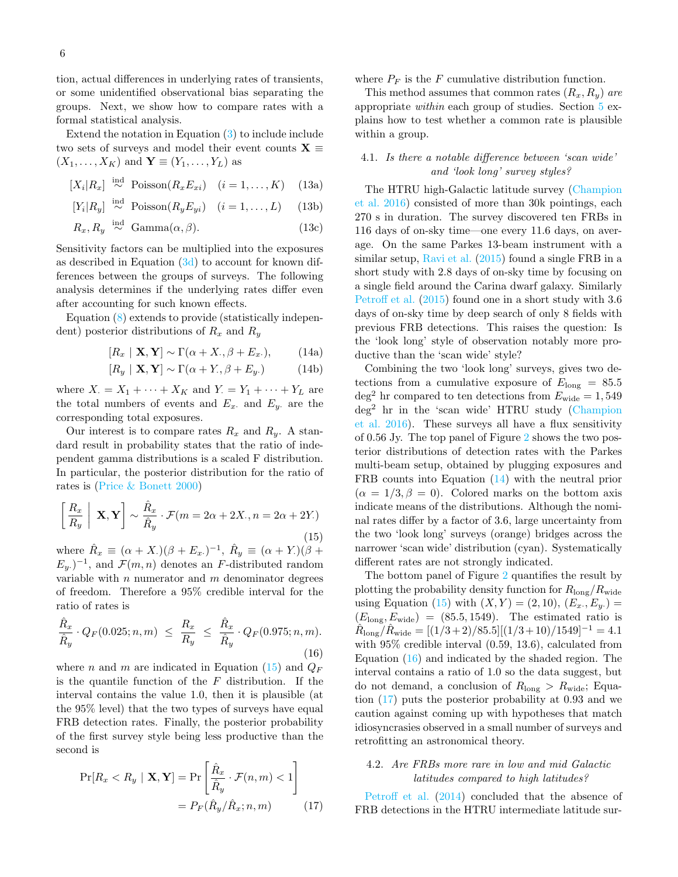tion, actual differences in underlying rates of transients, or some unidentified observational bias separating the groups. Next, we show how to compare rates with a formal statistical analysis.

Extend the notation in Equation (3) to include include two sets of surveys and model their event counts $\mathbf{X} \equiv (X_1, \ldots, X_K)$ and $\mathbf{Y} \equiv (Y_1, \ldots, Y_L)$ as

$$[X_i|R_x] \overset{\text{ind}}{\sim} \text{Poisson}(R_x E_{xi}) \quad (i = 1, \ldots, K) \tag{13a}$$

$$[Y_i|R_y] \overset{\text{ind}}{\sim} \text{Poisson}(R_y E_{yi}) \quad (i = 1, \ldots, L) \tag{13b}$$

$$R_x, R_y \overset{\text{ind}}{\sim} \text{Gamma}(\alpha, \beta). \tag{13c}$$

Sensitivity factors can be multiplied into the exposures as described in Equation (3d) to account for known differences between the groups of surveys. The following analysis determines if the underlying rates differ even after accounting for such known effects.

Equation (8) extends to provide (statistically independent) posterior distributions of $R_x$ and $R_y$

$$[R_x \mid \mathbf{X}, \mathbf{Y}] \sim \Gamma(\alpha + X_{\cdot}, \beta + E_{x\cdot}), \tag{14a}$$

$$[R_y \mid \mathbf{X}, \mathbf{Y}] \sim \Gamma(\alpha + Y_{\cdot}, \beta + E_{y\cdot}) \tag{14b}$$

where $X_{\cdot} = X_1 + \cdots + X_K$ and $Y_{\cdot} = Y_1 + \cdots + Y_L$ are the total numbers of events and $E_{x\cdot}$ and $E_{y\cdot}$ are the corresponding total exposures.

Our interest is to compare rates $R_x$ and $R_y$. A standard result in probability states that the ratio of independent gamma distributions is a scaled F distribution. In particular, the posterior distribution for the ratio of rates is (Price & Bonett 2000)

$$\left[ \frac{R_x}{R_y} \;\middle|\; \mathbf{X}, \mathbf{Y} \right] \sim \frac{\hat{R}_x}{\hat{R}_y} \cdot \mathcal{F}(m = 2\alpha + 2X_{\cdot}, n = 2\alpha + 2Y_{\cdot}) \tag{15}$$

where $\hat{R}_x \equiv (\alpha + X_{\cdot})(\beta + E_{x\cdot})^{-1}$, $\hat{R}_y \equiv (\alpha + Y_{\cdot})(\beta + E_{y\cdot})^{-1}$, and $\mathcal{F}(m, n)$ denotes an $F$-distributed random variable with $n$ numerator and $m$ denominator degrees of freedom. Therefore a 95% credible interval for the ratio of rates is

$$\frac{\hat{R}_x}{\hat{R}_y} \cdot Q_F(0.025; n, m) \;\leq\; \frac{R_x}{R_y} \;\leq\; \frac{\hat{R}_x}{\hat{R}_y} \cdot Q_F(0.975; n, m). \tag{16}$$

where $n$ and $m$ are indicated in Equation (15) and $Q_F$ is the quantile function of the $F$ distribution. If the interval contains the value 1.0, then it is plausible (at the 95% level) that the two types of surveys have equal FRB detection rates. Finally, the posterior probability of the first survey style being less productive than the second is

$$\begin{aligned} \Pr[R_x < R_y \mid \mathbf{X}, \mathbf{Y}] &= \Pr\left[ \frac{\hat{R}_x}{\hat{R}_y} \cdot \mathcal{F}(n, m) < 1 \right] \\ &= P_F(\hat{R}_y / \hat{R}_x; n, m) \end{aligned} \tag{17}$$

where $P_F$ is the $F$ cumulative distribution function.

This method assumes that common rates $(R_x, R_y)$ *are* appropriate *within* each group of studies. Section 5 explains how to test whether a common rate is plausible within a group.

### 4.1. *Is there a notable difference between 'scan wide' and 'look long' survey styles?*

The HTRU high-Galactic latitude survey (Champion et al. 2016) consisted of more than 30k pointings, each 270 s in duration. The survey discovered ten FRBs in 116 days of on-sky time—one every 11.6 days, on average. On the same Parkes 13-beam instrument with a similar setup, Ravi et al. (2015) found a single FRB in a short study with 2.8 days of on-sky time by focusing on a single field around the Carina dwarf galaxy. Similarly Petroff et al. (2015) found one in a short study with 3.6 days of on-sky time by deep search of only 8 fields with previous FRB detections. This raises the question: Is the 'look long' style of observation notably more productive than the 'scan wide' style?

Combining the two 'look long' surveys, gives two detections from a cumulative exposure of $E_{\text{long}} = 85.5$ deg$^2$ hr compared to ten detections from $E_{\text{wide}} = 1{,}549$ deg$^2$ hr in the 'scan wide' HTRU study (Champion et al. 2016). These surveys all have a flux sensitivity of 0.56 Jy. The top panel of Figure 2 shows the two posterior distributions of detection rates with the Parkes multi-beam setup, obtained by plugging exposures and FRB counts into Equation (14) with the neutral prior ($\alpha = 1/3, \beta = 0$). Colored marks on the bottom axis indicate means of the distributions. Although the nominal rates differ by a factor of 3.6, large uncertainty from the two 'look long' surveys (orange) bridges across the narrower 'scan wide' distribution (cyan). Systematically different rates are not strongly indicated.

The bottom panel of Figure 2 quantifies the result by plotting the probability density function for $R_{\text{long}}/R_{\text{wide}}$ using Equation (15) with $(X, Y) = (2, 10)$, $(E_{x\cdot}, E_{y\cdot}) = (E_{\text{long}}, E_{\text{wide}}) = (85.5, 1549)$. The estimated ratio is $\hat{R}_{\text{long}}/\hat{R}_{\text{wide}} = [(1/3+2)/85.5][(1/3+10)/1549]^{-1} = 4.1$ with 95% credible interval (0.59, 13.6), calculated from Equation (16) and indicated by the shaded region. The interval contains a ratio of 1.0 so the data suggest, but do not demand, a conclusion of $R_{\text{long}} > R_{\text{wide}}$; Equation (17) puts the posterior probability at 0.93 and we caution against coming up with hypotheses that match idiosyncrasies observed in a small number of surveys and retrofitting an astronomical theory.

### 4.2. *Are FRBs more rare in low and mid Galactic latitudes compared to high latitudes?*

Petroff et al. (2014) concluded that the absence of FRB detections in the HTRU intermediate latitude sur-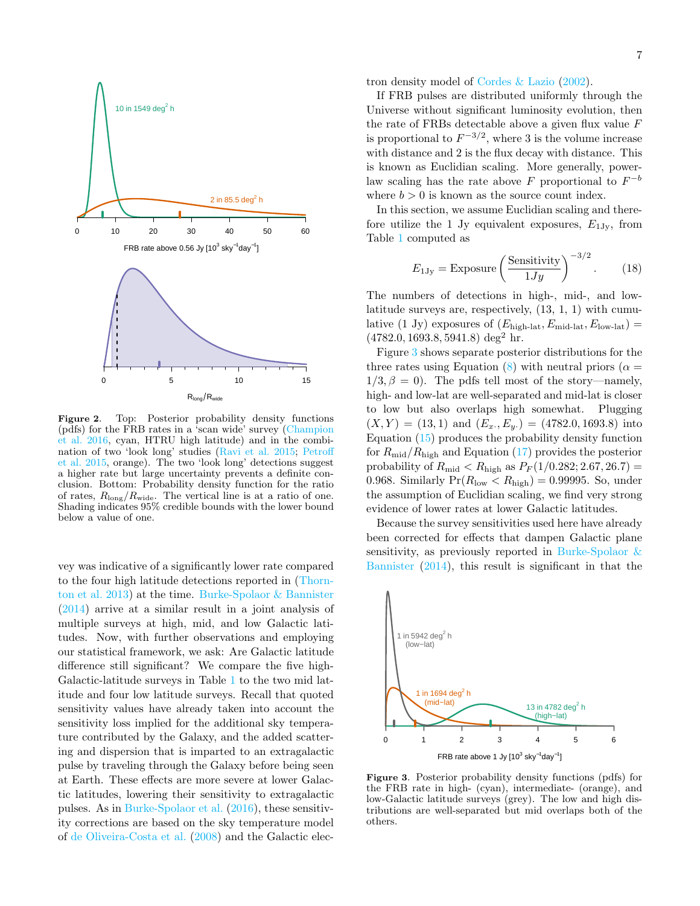Figure 2. Top: Posterior probability density functions (pdfs) for the FRB rates in a 'scan wide' survey (Champion et al. 2016, cyan, HTRU high latitude) and in the combination of two 'look long' studies (Ravi et al. 2015; Petroff et al. 2015, orange). The two 'look long' detections suggest a higher rate but large uncertainty prevents a definite conclusion. Bottom: Probability density function for the ratio of rates, $R_{\rm long}/R_{\rm wide}$. The vertical line is at a ratio of one. Shading indicates 95% credible bounds with the lower bound below a value of one.

vey was indicative of a significantly lower rate compared to the four high latitude detections reported in (Thornton et al. 2013) at the time. Burke-Spolaor & Bannister (2014) arrive at a similar result in a joint analysis of multiple surveys at high, mid, and low Galactic latitudes. Now, with further observations and employing our statistical framework, we ask: Are Galactic latitude difference still significant? We compare the five high-Galactic-latitude surveys in Table 1 to the two mid latitude and four low latitude surveys. Recall that quoted sensitivity values have already taken into account the sensitivity loss implied for the additional sky temperature contributed by the Galaxy, and the added scattering and dispersion that is imparted to an extragalactic pulse by traveling through the Galaxy before being seen at Earth. These effects are more severe at lower Galactic latitudes, lowering their sensitivity to extragalactic pulses. As in Burke-Spolaor et al. (2016), these sensitivity corrections are based on the sky temperature model of de Oliveira-Costa et al. (2008) and the Galactic electron density model of Cordes & Lazio (2002).

If FRB pulses are distributed uniformly through the Universe without significant luminosity evolution, then the rate of FRBs detectable above a given flux value $F$ is proportional to $F^{-3/2}$, where 3 is the volume increase with distance and 2 is the flux decay with distance. This is known as Euclidian scaling. More generally, power-law scaling has the rate above $F$ proportional to $F^{-b}$ where $b > 0$ is known as the source count index.

In this section, we assume Euclidian scaling and therefore utilize the 1 Jy equivalent exposures, $E_{\rm 1Jy}$, from Table 1 computed as

$$E_{\rm 1Jy} = \text{Exposure}\left(\frac{\text{Sensitivity}}{1Jy}\right)^{-3/2}. \qquad (18)$$

The numbers of detections in high-, mid-, and low-latitude surveys are, respectively, (13, 1, 1) with cumulative (1 Jy) exposures of $(E_{\text{high-lat}}, E_{\text{mid-lat}}, E_{\text{low-lat}}) = (4782.0, 1693.8, 5941.8)$ deg$^2$ hr.

Figure 3 shows separate posterior distributions for the three rates using Equation (8) with neutral priors ($\alpha = 1/3, \beta = 0$). The pdfs tell most of the story—namely, high- and low-lat are well-separated and mid-lat is closer to low but also overlaps high somewhat. Plugging $(X, Y) = (13, 1)$ and $(E_{x\cdot}, E_{y\cdot}) = (4782.0, 1693.8)$ into Equation (15) produces the probability density function for $R_{\rm mid}/R_{\rm high}$ and Equation (17) provides the posterior probability of $R_{\rm mid} < R_{\rm high}$ as $P_F(1/0.282; 2.67, 26.7) = 0.968$. Similarly $\Pr(R_{\rm low} < R_{\rm high}) = 0.99995$. So, under the assumption of Euclidian scaling, we find very strong evidence of lower rates at lower Galactic latitudes.

Because the survey sensitivities used here have already been corrected for effects that dampen Galactic plane sensitivity, as previously reported in Burke-Spolaor & Bannister (2014), this result is significant in that the

Figure 3. Posterior probability density functions (pdfs) for the FRB rate in high- (cyan), intermediate- (orange), and low-Galactic latitude surveys (grey). The low and high distributions are well-separated but mid overlaps both of the others.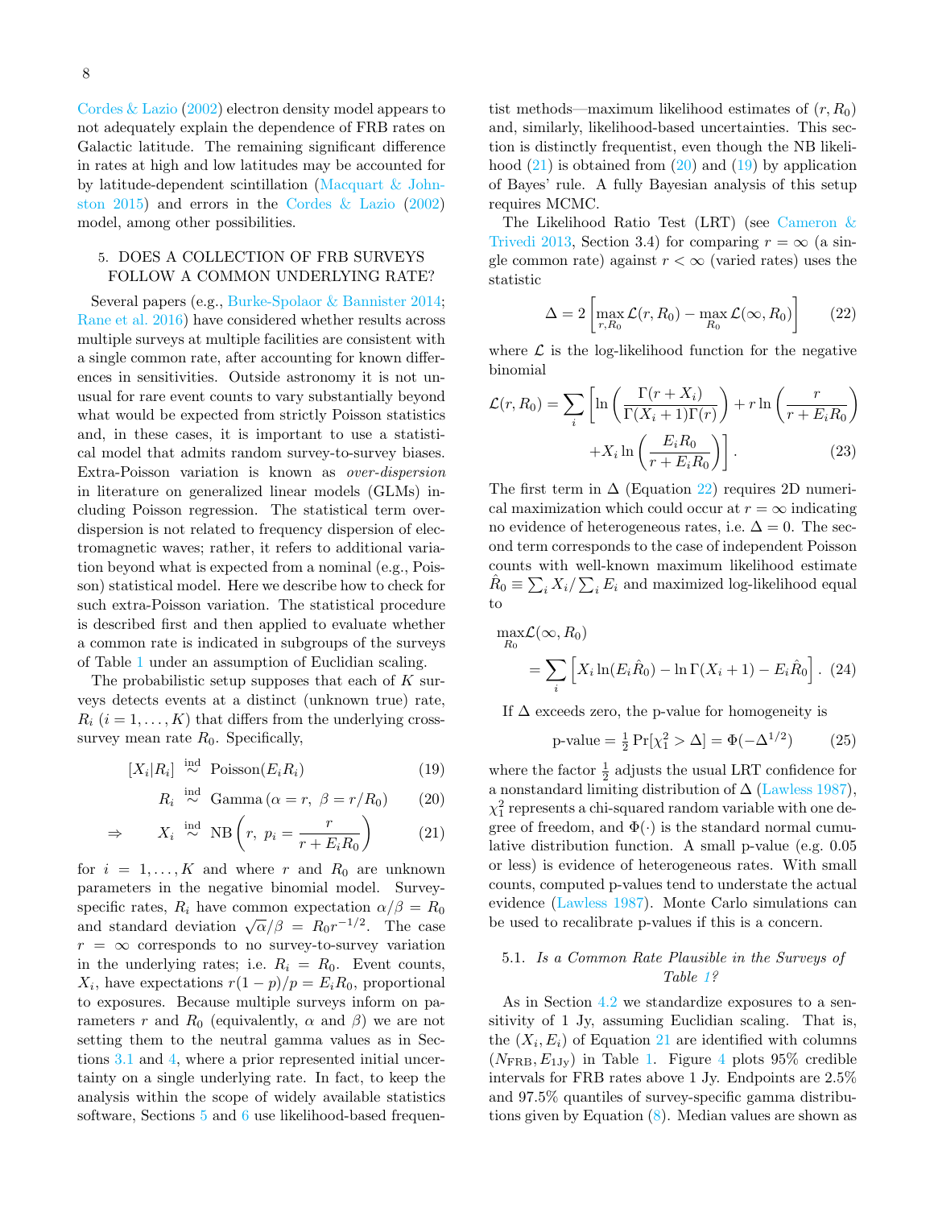Cordes & Lazio (2002) electron density model appears to not adequately explain the dependence of FRB rates on Galactic latitude. The remaining significant difference in rates at high and low latitudes may be accounted for by latitude-dependent scintillation (Macquart & Johnston 2015) and errors in the Cordes & Lazio (2002) model, among other possibilities.

## 5. DOES A COLLECTION OF FRB SURVEYS FOLLOW A COMMON UNDERLYING RATE?

Several papers (e.g., Burke-Spolaor & Bannister 2014; Rane et al. 2016) have considered whether results across multiple surveys at multiple facilities are consistent with a single common rate, after accounting for known differences in sensitivities. Outside astronomy it is not unusual for rare event counts to vary substantially beyond what would be expected from strictly Poisson statistics and, in these cases, it is important to use a statistical model that admits random survey-to-survey biases. Extra-Poisson variation is known as *over-dispersion* in literature on generalized linear models (GLMs) including Poisson regression. The statistical term over-dispersion is not related to frequency dispersion of electromagnetic waves; rather, it refers to additional variation beyond what is expected from a nominal (e.g., Poisson) statistical model. Here we describe how to check for such extra-Poisson variation. The statistical procedure is described first and then applied to evaluate whether a common rate is indicated in subgroups of the surveys of Table 1 under an assumption of Euclidian scaling.

The probabilistic setup supposes that each of $K$ surveys detects events at a distinct (unknown true) rate, $R_i$ $(i = 1, \ldots, K)$ that differs from the underlying cross-survey mean rate $R_0$. Specifically,

$$[X_i|R_i] \overset{\text{ind}}{\sim} \text{Poisson}(E_i R_i) \tag{19}$$

$$R_i \overset{\text{ind}}{\sim} \text{Gamma}\left(\alpha = r,\ \beta = r/R_0\right) \tag{20}$$

$$\Rightarrow \quad X_i \overset{\text{ind}}{\sim} \text{NB}\left(r,\ p_i = \frac{r}{r + E_i R_0}\right) \tag{21}$$

for $i = 1, \ldots, K$ and where $r$ and $R_0$ are unknown parameters in the negative binomial model. Survey-specific rates, $R_i$ have common expectation $\alpha/\beta = R_0$ and standard deviation $\sqrt{\alpha}/\beta = R_0 r^{-1/2}$. The case $r = \infty$ corresponds to no survey-to-survey variation in the underlying rates; i.e. $R_i = R_0$. Event counts, $X_i$, have expectations $r(1-p)/p = E_i R_0$, proportional to exposures. Because multiple surveys inform on parameters $r$ and $R_0$ (equivalently, $\alpha$ and $\beta$) we are not setting them to the neutral gamma values as in Sections 3.1 and 4, where a prior represented initial uncertainty on a single underlying rate. In fact, to keep the analysis within the scope of widely available statistics software, Sections 5 and 6 use likelihood-based frequentist methods—maximum likelihood estimates of $(r, R_0)$ and, similarly, likelihood-based uncertainties. This section is distinctly frequentist, even though the NB likelihood (21) is obtained from (20) and (19) by application of Bayes' rule. A fully Bayesian analysis of this setup requires MCMC.

The Likelihood Ratio Test (LRT) (see Cameron & Trivedi 2013, Section 3.4) for comparing $r = \infty$ (a single common rate) against $r < \infty$ (varied rates) uses the statistic

$$\Delta = 2\left[\max_{r, R_0} \mathcal{L}(r, R_0) - \max_{R_0} \mathcal{L}(\infty, R_0)\right] \tag{22}$$

where $\mathcal{L}$ is the log-likelihood function for the negative binomial

$$\mathcal{L}(r, R_0) = \sum_i \left[\ln\left(\frac{\Gamma(r + X_i)}{\Gamma(X_i + 1)\Gamma(r)}\right) + r\ln\left(\frac{r}{r + E_i R_0}\right) + X_i \ln\left(\frac{E_i R_0}{r + E_i R_0}\right)\right]. \tag{23}$$

The first term in $\Delta$ (Equation 22) requires 2D numerical maximization which could occur at $r = \infty$ indicating no evidence of heterogeneous rates, i.e. $\Delta = 0$. The second term corresponds to the case of independent Poisson counts with well-known maximum likelihood estimate $\hat{R}_0 \equiv \sum_i X_i / \sum_i E_i$ and maximized log-likelihood equal to

$$\max_{R_0} \mathcal{L}(\infty, R_0) = \sum_i \left[X_i \ln(E_i \hat{R}_0) - \ln\Gamma(X_i + 1) - E_i \hat{R}_0\right]. \tag{24}$$

If $\Delta$ exceeds zero, the p-value for homogeneity is

$$\text{p-value} = \tfrac{1}{2}\Pr[\chi_1^2 > \Delta] = \Phi(-\Delta^{1/2}) \tag{25}$$

where the factor $\frac{1}{2}$ adjusts the usual LRT confidence for a nonstandard limiting distribution of $\Delta$ (Lawless 1987), $\chi_1^2$ represents a chi-squared random variable with one degree of freedom, and $\Phi(\cdot)$ is the standard normal cumulative distribution function. A small p-value (e.g. 0.05 or less) is evidence of heterogeneous rates. With small counts, computed p-values tend to understate the actual evidence (Lawless 1987). Monte Carlo simulations can be used to recalibrate p-values if this is a concern.

### 5.1. *Is a Common Rate Plausible in the Surveys of Table 1?*

As in Section 4.2 we standardize exposures to a sensitivity of 1 Jy, assuming Euclidian scaling. That is, the $(X_i, E_i)$ of Equation 21 are identified with columns $(N_{\text{FRB}}, E_{1\text{Jy}})$ in Table 1. Figure 4 plots 95% credible intervals for FRB rates above 1 Jy. Endpoints are 2.5% and 97.5% quantiles of survey-specific gamma distributions given by Equation (8). Median values are shown as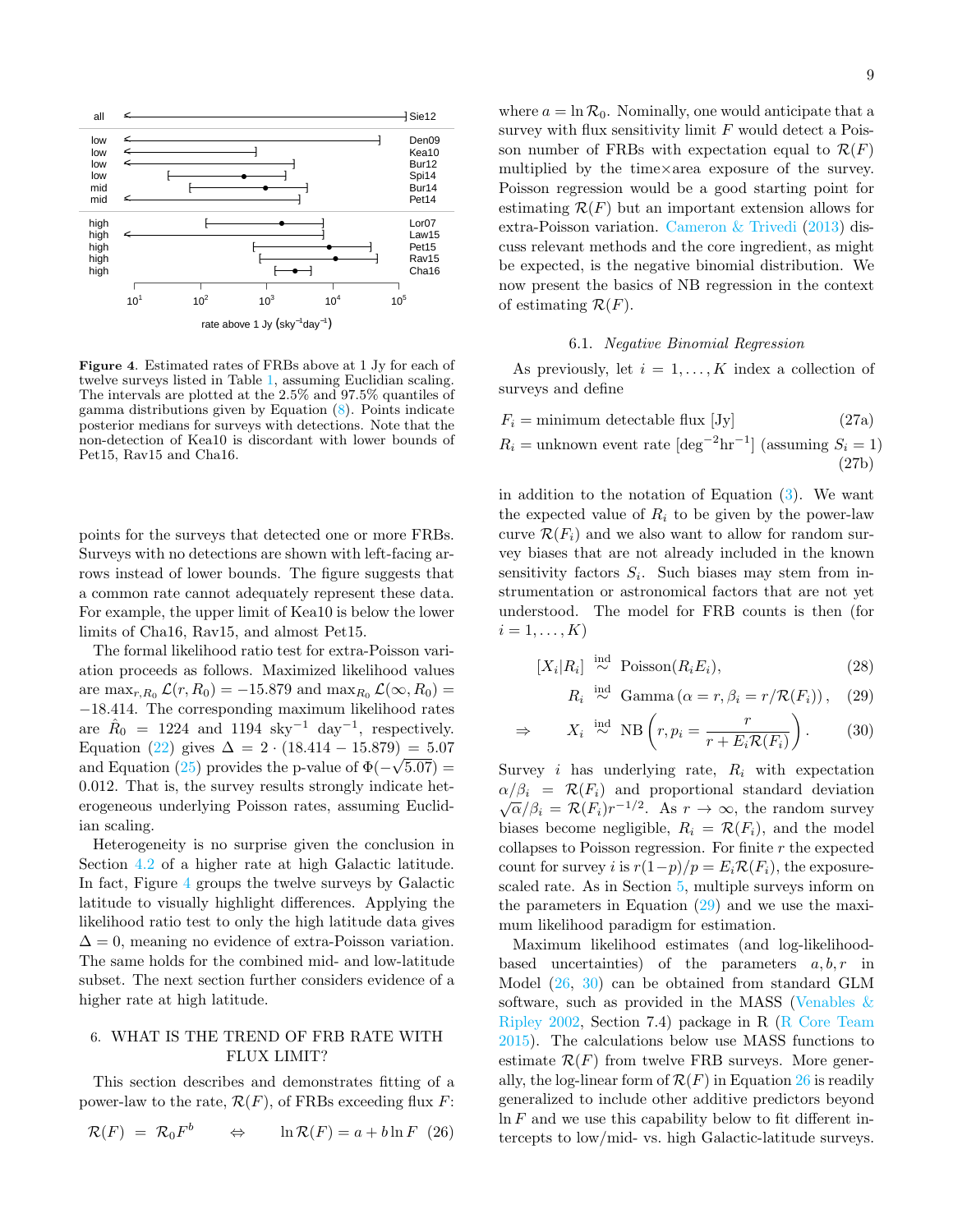Figure 4. Estimated rates of FRBs above at 1 Jy for each of twelve surveys listed in Table 1, assuming Euclidian scaling. The intervals are plotted at the 2.5% and 97.5% quantiles of gamma distributions given by Equation (8). Points indicate posterior medians for surveys with detections. Note that the non-detection of Kea10 is discordant with lower bounds of Pet15, Rav15 and Cha16.

points for the surveys that detected one or more FRBs. Surveys with no detections are shown with left-facing arrows instead of lower bounds. The figure suggests that a common rate cannot adequately represent these data. For example, the upper limit of Kea10 is below the lower limits of Cha16, Rav15, and almost Pet15.

The formal likelihood ratio test for extra-Poisson variation proceeds as follows. Maximized likelihood values are $\max_{r,R_0} \mathcal{L}(r, R_0) = -15.879$ and $\max_{R_0} \mathcal{L}(\infty, R_0) = -18.414$. The corresponding maximum likelihood rates are $\hat{R}_0 = 1224$ and 1194 sky$^{-1}$ day$^{-1}$, respectively. Equation (22) gives $\Delta = 2 \cdot (18.414 - 15.879) = 5.07$ and Equation (25) provides the p-value of $\Phi(-\sqrt{5.07}) = 0.012$. That is, the survey results strongly indicate heterogeneous underlying Poisson rates, assuming Euclidian scaling.

Heterogeneity is no surprise given the conclusion in Section 4.2 of a higher rate at high Galactic latitude. In fact, Figure 4 groups the twelve surveys by Galactic latitude to visually highlight differences. Applying the likelihood ratio test to only the high latitude data gives $\Delta = 0$, meaning no evidence of extra-Poisson variation. The same holds for the combined mid- and low-latitude subset. The next section further considers evidence of a higher rate at high latitude.

## 6. WHAT IS THE TREND OF FRB RATE WITH FLUX LIMIT?

This section describes and demonstrates fitting of a power-law to the rate, $\mathcal{R}(F)$, of FRBs exceeding flux $F$:

$$\mathcal{R}(F) \;=\; \mathcal{R}_0 F^b \qquad \Leftrightarrow \qquad \ln \mathcal{R}(F) = a + b \ln F \quad (26)$$

where $a = \ln \mathcal{R}_0$. Nominally, one would anticipate that a survey with flux sensitivity limit $F$ would detect a Poisson number of FRBs with expectation equal to $\mathcal{R}(F)$ multiplied by the time×area exposure of the survey. Poisson regression would be a good starting point for estimating $\mathcal{R}(F)$ but an important extension allows for extra-Poisson variation. Cameron & Trivedi (2013) discuss relevant methods and the core ingredient, as might be expected, is the negative binomial distribution. We now present the basics of NB regression in the context of estimating $\mathcal{R}(F)$.

### 6.1. *Negative Binomial Regression*

As previously, let $i = 1, \ldots, K$ index a collection of surveys and define

$$F_i = \text{minimum detectable flux [Jy]} \qquad (27a)$$

$$R_i = \text{unknown event rate [deg}^{-2}\text{hr}^{-1}\text{] (assuming } S_i = 1) \qquad (27b)$$

in addition to the notation of Equation (3). We want the expected value of $R_i$ to be given by the power-law curve $\mathcal{R}(F_i)$ and we also want to allow for random survey biases that are not already included in the known sensitivity factors $S_i$. Such biases may stem from instrumentation or astronomical factors that are not yet understood. The model for FRB counts is then (for $i = 1, \ldots, K$)

$$[X_i|R_i] \overset{\text{ind}}{\sim} \text{Poisson}(R_i E_i), \qquad (28)$$

$$R_i \overset{\text{ind}}{\sim} \text{Gamma}\left(\alpha = r, \beta_i = r/\mathcal{R}(F_i)\right), \qquad (29)$$

$$\Rightarrow \qquad X_i \overset{\text{ind}}{\sim} \text{NB}\left(r, p_i = \frac{r}{r + E_i \mathcal{R}(F_i)}\right). \qquad (30)$$

Survey $i$ has underlying rate, $R_i$ with expectation $\alpha/\beta_i = \mathcal{R}(F_i)$ and proportional standard deviation $\sqrt{\alpha}/\beta_i = \mathcal{R}(F_i) r^{-1/2}$. As $r \to \infty$, the random survey biases become negligible, $R_i = \mathcal{R}(F_i)$, and the model collapses to Poisson regression. For finite $r$ the expected count for survey $i$ is $r(1-p)/p = E_i \mathcal{R}(F_i)$, the exposure-scaled rate. As in Section 5, multiple surveys inform on the parameters in Equation (29) and we use the maximum likelihood paradigm for estimation.

Maximum likelihood estimates (and log-likelihood-based uncertainties) of the parameters $a, b, r$ in Model (26, 30) can be obtained from standard GLM software, such as provided in the MASS (Venables & Ripley 2002, Section 7.4) package in R (R Core Team 2015). The calculations below use MASS functions to estimate $\mathcal{R}(F)$ from twelve FRB surveys. More generally, the log-linear form of $\mathcal{R}(F)$ in Equation 26 is readily generalized to include other additive predictors beyond $\ln F$ and we use this capability below to fit different intercepts to low/mid- vs. high Galactic-latitude surveys.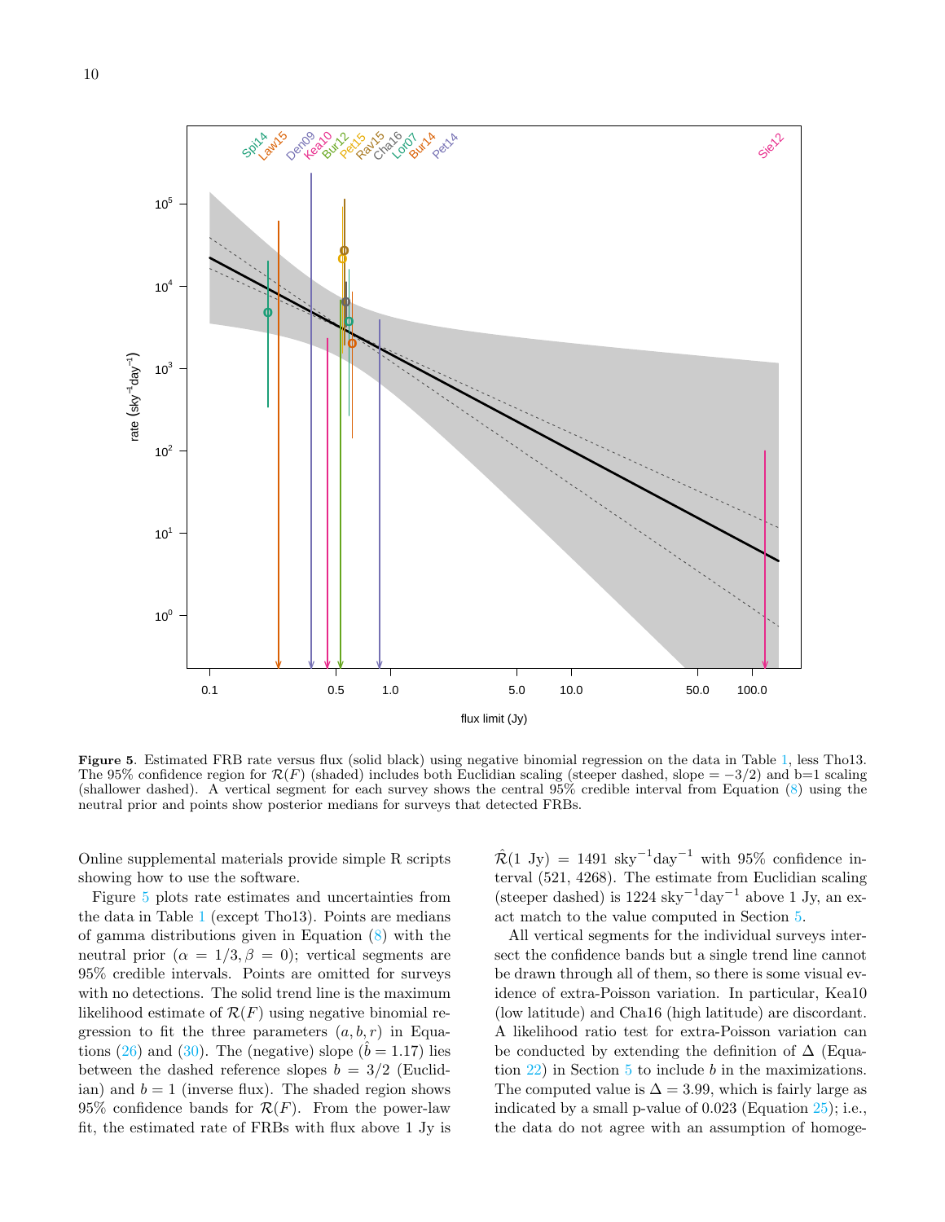**Figure 5.** Estimated FRB rate versus flux (solid black) using negative binomial regression on the data in Table 1, less Tho13. The 95% confidence region for $\mathcal{R}(F)$ (shaded) includes both Euclidian scaling (steeper dashed, slope $= -3/2$) and b=1 scaling (shallower dashed). A vertical segment for each survey shows the central 95% credible interval from Equation (8) using the neutral prior and points show posterior medians for surveys that detected FRBs.

Online supplemental materials provide simple R scripts showing how to use the software.

Figure 5 plots rate estimates and uncertainties from the data in Table 1 (except Tho13). Points are medians of gamma distributions given in Equation (8) with the neutral prior ($\alpha = 1/3, \beta = 0$); vertical segments are 95% credible intervals. Points are omitted for surveys with no detections. The solid trend line is the maximum likelihood estimate of $\mathcal{R}(F)$ using negative binomial regression to fit the three parameters $(a, b, r)$ in Equations (26) and (30). The (negative) slope ($\hat{b} = 1.17$) lies between the dashed reference slopes $b = 3/2$ (Euclidian) and $b = 1$ (inverse flux). The shaded region shows 95% confidence bands for $\mathcal{R}(F)$. From the power-law fit, the estimated rate of FRBs with flux above 1 Jy is $\hat{\mathcal{R}}(1\ \text{Jy}) = 1491\ \text{sky}^{-1}\text{day}^{-1}$ with 95% confidence interval (521, 4268). The estimate from Euclidian scaling (steeper dashed) is $1224\ \text{sky}^{-1}\text{day}^{-1}$ above 1 Jy, an exact match to the value computed in Section 5.

All vertical segments for the individual surveys intersect the confidence bands but a single trend line cannot be drawn through all of them, so there is some visual evidence of extra-Poisson variation. In particular, Kea10 (low latitude) and Cha16 (high latitude) are discordant. A likelihood ratio test for extra-Poisson variation can be conducted by extending the definition of $\Delta$ (Equation 22) in Section 5 to include $b$ in the maximizations. The computed value is $\Delta = 3.99$, which is fairly large as indicated by a small p-value of 0.023 (Equation 25); i.e., the data do not agree with an assumption of homoge-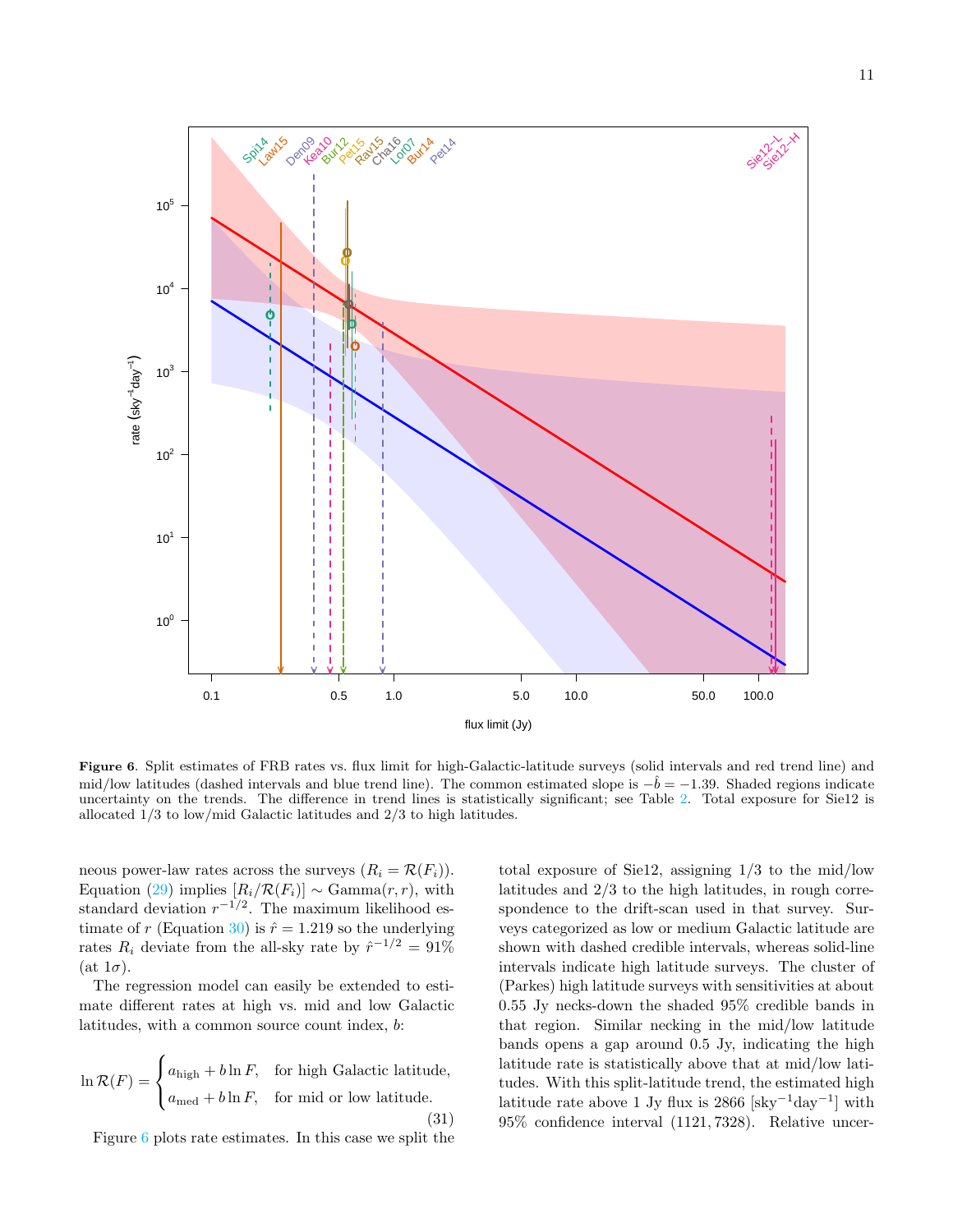**Figure 6.** Split estimates of FRB rates vs. flux limit for high-Galactic-latitude surveys (solid intervals and red trend line) and mid/low latitudes (dashed intervals and blue trend line). The common estimated slope is $-\hat{b} = -1.39$. Shaded regions indicate uncertainty on the trends. The difference in trend lines is statistically significant; see Table 2. Total exposure for Sie12 is allocated 1/3 to low/mid Galactic latitudes and 2/3 to high latitudes.

neous power-law rates across the surveys ($R_i = \mathcal{R}(F_i)$). Equation (29) implies $[R_i/\mathcal{R}(F_i)] \sim \text{Gamma}(r, r)$, with standard deviation $r^{-1/2}$. The maximum likelihood estimate of $r$ (Equation 30) is $\hat{r} = 1.219$ so the underlying rates $R_i$ deviate from the all-sky rate by $\hat{r}^{-1/2} = 91\%$ (at $1\sigma$).

The regression model can easily be extended to estimate different rates at high vs. mid and low Galactic latitudes, with a common source count index, $b$:

$$\ln \mathcal{R}(F) = \begin{cases} a_{\text{high}} + b \ln F, & \text{for high Galactic latitude,} \\ a_{\text{med}} + b \ln F, & \text{for mid or low latitude.} \end{cases} \tag{31}$$

Figure 6 plots rate estimates. In this case we split the total exposure of Sie12, assigning 1/3 to the mid/low latitudes and 2/3 to the high latitudes, in rough correspondence to the drift-scan used in that survey. Surveys categorized as low or medium Galactic latitude are shown with dashed credible intervals, whereas solid-line intervals indicate high latitude surveys. The cluster of (Parkes) high latitude surveys with sensitivities at about 0.55 Jy necks-down the shaded 95% credible bands in that region. Similar necking in the mid/low latitude bands opens a gap around 0.5 Jy, indicating the high latitude rate is statistically above that at mid/low latitudes. With this split-latitude trend, the estimated high latitude rate above 1 Jy flux is 2866 [$\text{sky}^{-1}\text{day}^{-1}$] with 95% confidence interval $(1121, 7328)$. Relative uncer-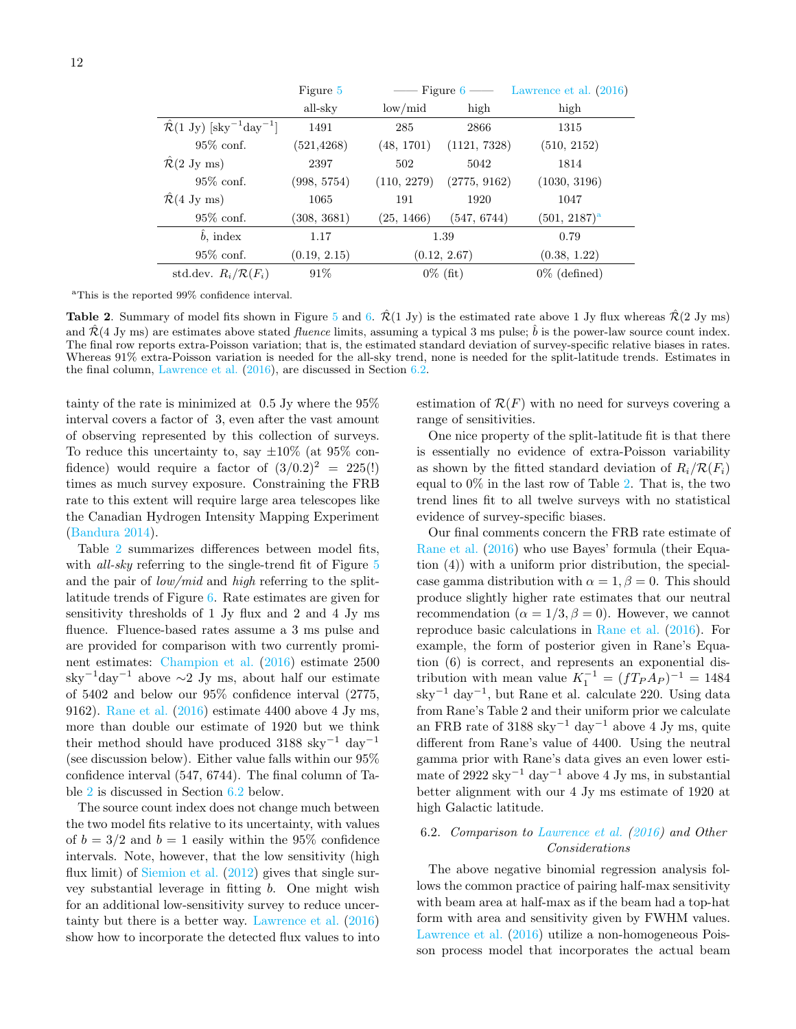| | Figure 5 | —— Figure 6 —— | | Lawrence et al. (2016) |
|---|---|---|---|---|
| | all-sky | low/mid | high | high |
| $\hat{\mathcal{R}}$(1 Jy) [sky$^{-1}$day$^{-1}$] | 1491 | 285 | 2866 | 1315 |
| 95% conf. | (521,4268) | (48, 1701) | (1121, 7328) | (510, 2152) |
| $\hat{\mathcal{R}}$(2 Jy ms) | 2397 | 502 | 5042 | 1814 |
| 95% conf. | (998, 5754) | (110, 2279) | (2775, 9162) | (1030, 3196) |
| $\hat{\mathcal{R}}$(4 Jy ms) | 1065 | 191 | 1920 | 1047 |
| 95% conf. | (308, 3681) | (25, 1466) | (547, 6744) | (501, 2187)[a] |
| $\hat{b}$, index | 1.17 | 1.39 | | 0.79 |
| 95% conf. | (0.19, 2.15) | (0.12, 2.67) | | (0.38, 1.22) |
| std.dev. $R_i/\mathcal{R}(F_i)$ | 91% | 0% (fit) | | 0% (defined) |

[a]This is the reported 99% confidence interval.

**Table 2**. Summary of model fits shown in Figure 5 and 6. $\hat{\mathcal{R}}$(1 Jy) is the estimated rate above 1 Jy flux whereas $\hat{\mathcal{R}}$(2 Jy ms) and $\hat{\mathcal{R}}$(4 Jy ms) are estimates above stated *fluence* limits, assuming a typical 3 ms pulse; $\hat{b}$ is the power-law source count index. The final row reports extra-Poisson variation; that is, the estimated standard deviation of survey-specific relative biases in rates. Whereas 91% extra-Poisson variation is needed for the all-sky trend, none is needed for the split-latitude trends. Estimates in the final column, Lawrence et al. (2016), are discussed in Section 6.2.

tainty of the rate is minimized at 0.5 Jy where the 95% interval covers a factor of 3, even after the vast amount of observing represented by this collection of surveys. To reduce this uncertainty to, say ±10% (at 95% confidence) would require a factor of $(3/0.2)^2 = 225$(!) times as much survey exposure. Constraining the FRB rate to this extent will require large area telescopes like the Canadian Hydrogen Intensity Mapping Experiment (Bandura 2014).

Table 2 summarizes differences between model fits, with *all-sky* referring to the single-trend fit of Figure 5 and the pair of *low/mid* and *high* referring to the split-latitude trends of Figure 6. Rate estimates are given for sensitivity thresholds of 1 Jy flux and 2 and 4 Jy ms fluence. Fluence-based rates assume a 3 ms pulse and are provided for comparison with two currently prominent estimates: Champion et al. (2016) estimate 2500 sky$^{-1}$day$^{-1}$ above ∼2 Jy ms, about half our estimate of 5402 and below our 95% confidence interval (2775, 9162). Rane et al. (2016) estimate 4400 above 4 Jy ms, more than double our estimate of 1920 but we think their method should have produced 3188 sky$^{-1}$ day$^{-1}$ (see discussion below). Either value falls within our 95% confidence interval (547, 6744). The final column of Table 2 is discussed in Section 6.2 below.

The source count index does not change much between the two model fits relative to its uncertainty, with values of $b = 3/2$ and $b = 1$ easily within the 95% confidence intervals. Note, however, that the low sensitivity (high flux limit) of Siemion et al. (2012) gives that single survey substantial leverage in fitting $b$. One might wish for an additional low-sensitivity survey to reduce uncertainty but there is a better way. Lawrence et al. (2016) show how to incorporate the detected flux values to into estimation of $\mathcal{R}(F)$ with no need for surveys covering a range of sensitivities.

One nice property of the split-latitude fit is that there is essentially no evidence of extra-Poisson variability as shown by the fitted standard deviation of $R_i/\mathcal{R}(F_i)$ equal to 0% in the last row of Table 2. That is, the two trend lines fit to all twelve surveys with no statistical evidence of survey-specific biases.

Our final comments concern the FRB rate estimate of Rane et al. (2016) who use Bayes' formula (their Equation (4)) with a uniform prior distribution, the special-case gamma distribution with $\alpha = 1, \beta = 0$. This should produce slightly higher rate estimates that our neutral recommendation ($\alpha = 1/3, \beta = 0$). However, we cannot reproduce basic calculations in Rane et al. (2016). For example, the form of posterior given in Rane's Equation (6) is correct, and represents an exponential distribution with mean value $K_1^{-1} = (fT_PA_P)^{-1} = 1484$ sky$^{-1}$ day$^{-1}$, but Rane et al. calculate 220. Using data from Rane's Table 2 and their uniform prior we calculate an FRB rate of 3188 sky$^{-1}$ day$^{-1}$ above 4 Jy ms, quite different from Rane's value of 4400. Using the neutral gamma prior with Rane's data gives an even lower estimate of 2922 sky$^{-1}$ day$^{-1}$ above 4 Jy ms, in substantial better alignment with our 4 Jy ms estimate of 1920 at high Galactic latitude.

### 6.2. *Comparison to Lawrence et al. (2016) and Other Considerations*

The above negative binomial regression analysis follows the common practice of pairing half-max sensitivity with beam area at half-max as if the beam had a top-hat form with area and sensitivity given by FWHM values. Lawrence et al. (2016) utilize a non-homogeneous Poisson process model that incorporates the actual beam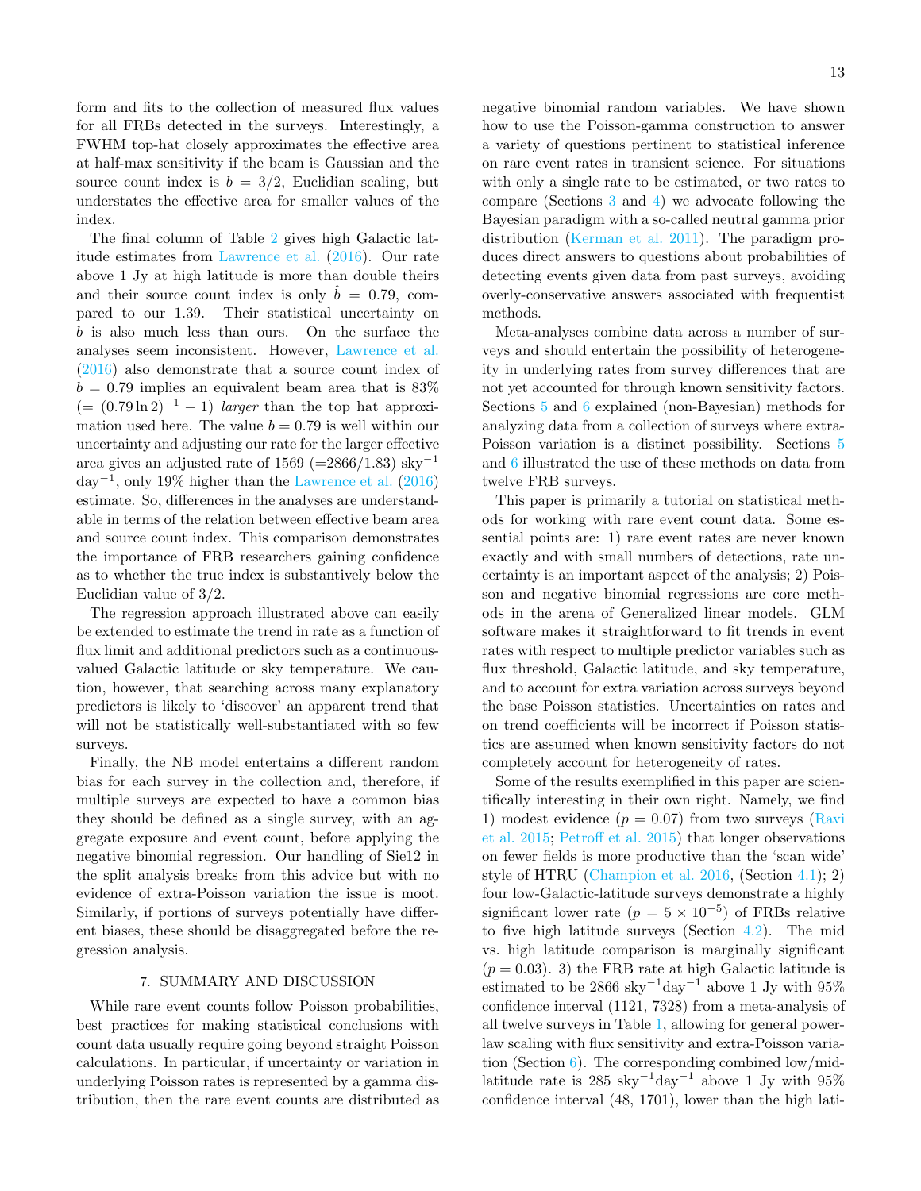form and fits to the collection of measured flux values for all FRBs detected in the surveys. Interestingly, a FWHM top-hat closely approximates the effective area at half-max sensitivity if the beam is Gaussian and the source count index is $b = 3/2$, Euclidian scaling, but understates the effective area for smaller values of the index.

The final column of Table 2 gives high Galactic latitude estimates from Lawrence et al. (2016). Our rate above 1 Jy at high latitude is more than double theirs and their source count index is only $\hat{b} = 0.79$, compared to our 1.39. Their statistical uncertainty on $b$ is also much less than ours. On the surface the analyses seem inconsistent. However, Lawrence et al. (2016) also demonstrate that a source count index of $b = 0.79$ implies an equivalent beam area that is 83% $(= (0.79 \ln 2)^{-1} - 1)$ *larger* than the top hat approximation used here. The value $b = 0.79$ is well within our uncertainty and adjusting our rate for the larger effective area gives an adjusted rate of 1569 (=2866/1.83) sky$^{-1}$ day$^{-1}$, only 19% higher than the Lawrence et al. (2016) estimate. So, differences in the analyses are understandable in terms of the relation between effective beam area and source count index. This comparison demonstrates the importance of FRB researchers gaining confidence as to whether the true index is substantively below the Euclidian value of 3/2.

The regression approach illustrated above can easily be extended to estimate the trend in rate as a function of flux limit and additional predictors such as a continuous-valued Galactic latitude or sky temperature. We caution, however, that searching across many explanatory predictors is likely to 'discover' an apparent trend that will not be statistically well-substantiated with so few surveys.

Finally, the NB model entertains a different random bias for each survey in the collection and, therefore, if multiple surveys are expected to have a common bias they should be defined as a single survey, with an aggregate exposure and event count, before applying the negative binomial regression. Our handling of Sie12 in the split analysis breaks from this advice but with no evidence of extra-Poisson variation the issue is moot. Similarly, if portions of surveys potentially have different biases, these should be disaggregated before the regression analysis.

## 7. SUMMARY AND DISCUSSION

While rare event counts follow Poisson probabilities, best practices for making statistical conclusions with count data usually require going beyond straight Poisson calculations. In particular, if uncertainty or variation in underlying Poisson rates is represented by a gamma distribution, then the rare event counts are distributed as negative binomial random variables. We have shown how to use the Poisson-gamma construction to answer a variety of questions pertinent to statistical inference on rare event rates in transient science. For situations with only a single rate to be estimated, or two rates to compare (Sections 3 and 4) we advocate following the Bayesian paradigm with a so-called neutral gamma prior distribution (Kerman et al. 2011). The paradigm produces direct answers to questions about probabilities of detecting events given data from past surveys, avoiding overly-conservative answers associated with frequentist methods.

Meta-analyses combine data across a number of surveys and should entertain the possibility of heterogeneity in underlying rates from survey differences that are not yet accounted for through known sensitivity factors. Sections 5 and 6 explained (non-Bayesian) methods for analyzing data from a collection of surveys where extra-Poisson variation is a distinct possibility. Sections 5 and 6 illustrated the use of these methods on data from twelve FRB surveys.

This paper is primarily a tutorial on statistical methods for working with rare event count data. Some essential points are: 1) rare event rates are never known exactly and with small numbers of detections, rate uncertainty is an important aspect of the analysis; 2) Poisson and negative binomial regressions are core methods in the arena of Generalized linear models. GLM software makes it straightforward to fit trends in event rates with respect to multiple predictor variables such as flux threshold, Galactic latitude, and sky temperature, and to account for extra variation across surveys beyond the base Poisson statistics. Uncertainties on rates and on trend coefficients will be incorrect if Poisson statistics are assumed when known sensitivity factors do not completely account for heterogeneity of rates.

Some of the results exemplified in this paper are scientifically interesting in their own right. Namely, we find 1) modest evidence ($p = 0.07$) from two surveys (Ravi et al. 2015; Petroff et al. 2015) that longer observations on fewer fields is more productive than the 'scan wide' style of HTRU (Champion et al. 2016, (Section 4.1); 2) four low-Galactic-latitude surveys demonstrate a highly significant lower rate ($p = 5 \times 10^{-5}$) of FRBs relative to five high latitude surveys (Section 4.2). The mid vs. high latitude comparison is marginally significant ($p = 0.03$). 3) the FRB rate at high Galactic latitude is estimated to be 2866 sky$^{-1}$day$^{-1}$ above 1 Jy with 95% confidence interval (1121, 7328) from a meta-analysis of all twelve surveys in Table 1, allowing for general power-law scaling with flux sensitivity and extra-Poisson variation (Section 6). The corresponding combined low/mid-latitude rate is 285 sky$^{-1}$day$^{-1}$ above 1 Jy with 95% confidence interval (48, 1701), lower than the high lati-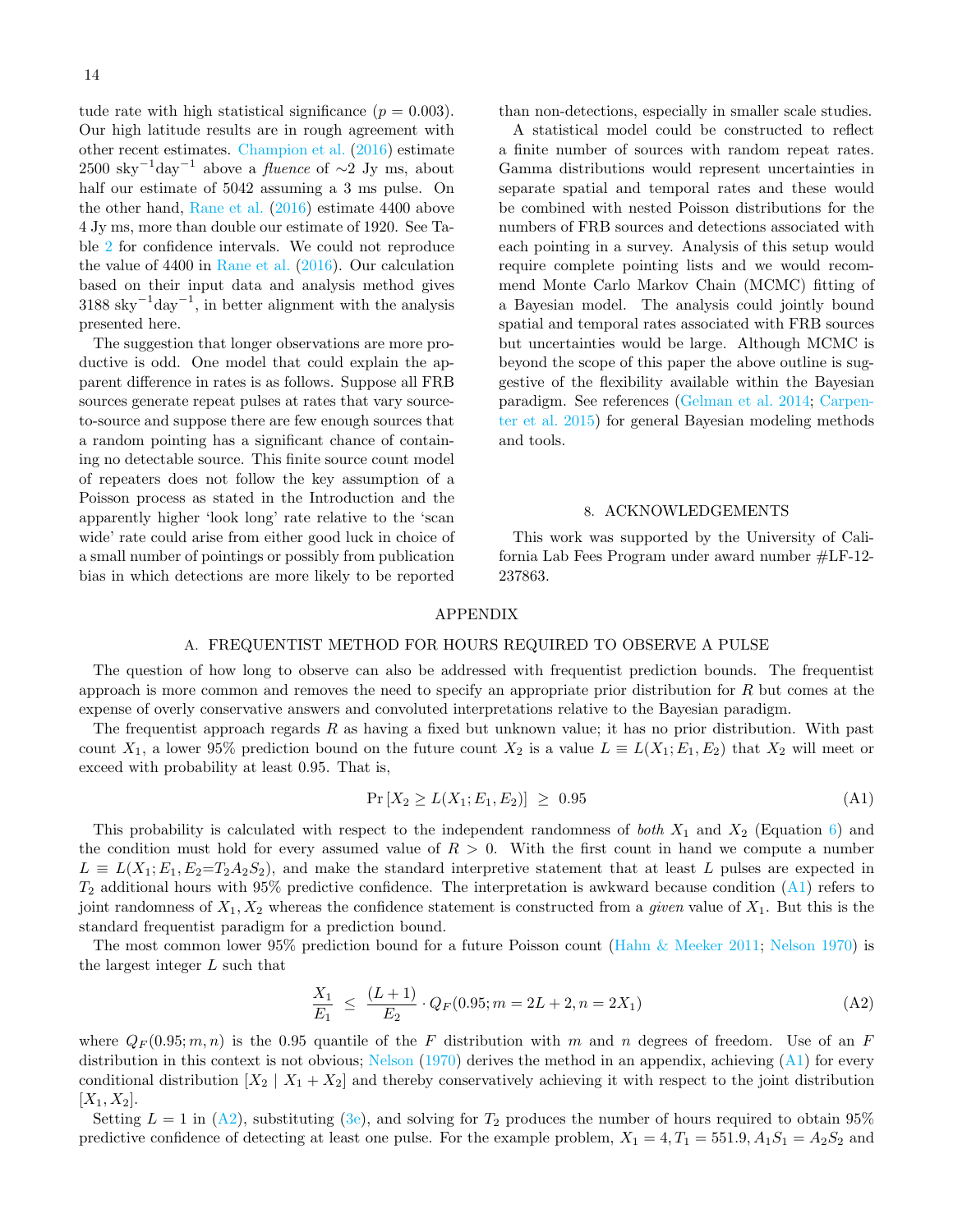tude rate with high statistical significance ($p = 0.003$). Our high latitude results are in rough agreement with other recent estimates. Champion et al. (2016) estimate 2500 $\mathrm{sky}^{-1}\mathrm{day}^{-1}$ above a *fluence* of $\sim$2 Jy ms, about half our estimate of 5042 assuming a 3 ms pulse. On the other hand, Rane et al. (2016) estimate 4400 above 4 Jy ms, more than double our estimate of 1920. See Table 2 for confidence intervals. We could not reproduce the value of 4400 in Rane et al. (2016). Our calculation based on their input data and analysis method gives 3188 $\mathrm{sky}^{-1}\mathrm{day}^{-1}$, in better alignment with the analysis presented here.

The suggestion that longer observations are more productive is odd. One model that could explain the apparent difference in rates is as follows. Suppose all FRB sources generate repeat pulses at rates that vary source-to-source and suppose there are few enough sources that a random pointing has a significant chance of containing no detectable source. This finite source count model of repeaters does not follow the key assumption of a Poisson process as stated in the Introduction and the apparently higher 'look long' rate relative to the 'scan wide' rate could arise from either good luck in choice of a small number of pointings or possibly from publication bias in which detections are more likely to be reported than non-detections, especially in smaller scale studies.

A statistical model could be constructed to reflect a finite number of sources with random repeat rates. Gamma distributions would represent uncertainties in separate spatial and temporal rates and these would be combined with nested Poisson distributions for the numbers of FRB sources and detections associated with each pointing in a survey. Analysis of this setup would require complete pointing lists and we would recommend Monte Carlo Markov Chain (MCMC) fitting of a Bayesian model. The analysis could jointly bound spatial and temporal rates associated with FRB sources but uncertainties would be large. Although MCMC is beyond the scope of this paper the above outline is suggestive of the flexibility available within the Bayesian paradigm. See references (Gelman et al. 2014; Carpenter et al. 2015) for general Bayesian modeling methods and tools.

## 8. ACKNOWLEDGEMENTS

This work was supported by the University of California Lab Fees Program under award number #LF-12-237863.

# APPENDIX

## A. FREQUENTIST METHOD FOR HOURS REQUIRED TO OBSERVE A PULSE

The question of how long to observe can also be addressed with frequentist prediction bounds. The frequentist approach is more common and removes the need to specify an appropriate prior distribution for $R$ but comes at the expense of overly conservative answers and convoluted interpretations relative to the Bayesian paradigm.

The frequentist approach regards $R$ as having a fixed but unknown value; it has no prior distribution. With past count $X_1$, a lower 95% prediction bound on the future count $X_2$ is a value $L \equiv L(X_1; E_1, E_2)$ that $X_2$ will meet or exceed with probability at least 0.95. That is,

$$\Pr\left[X_2 \geq L(X_1; E_1, E_2)\right] \;\geq\; 0.95 \tag{A1}$$

This probability is calculated with respect to the independent randomness of *both* $X_1$ and $X_2$ (Equation 6) and the condition must hold for every assumed value of $R > 0$. With the first count in hand we compute a number $L \equiv L(X_1; E_1, E_2{=}T_2 A_2 S_2)$, and make the standard interpretive statement that at least $L$ pulses are expected in $T_2$ additional hours with 95% predictive confidence. The interpretation is awkward because condition (A1) refers to joint randomness of $X_1, X_2$ whereas the confidence statement is constructed from a *given* value of $X_1$. But this is the standard frequentist paradigm for a prediction bound.

The most common lower 95% prediction bound for a future Poisson count (Hahn & Meeker 2011; Nelson 1970) is the largest integer $L$ such that

$$\frac{X_1}{E_1} \;\leq\; \frac{(L+1)}{E_2} \cdot Q_F(0.95; m = 2L+2, n = 2X_1) \tag{A2}$$

where $Q_F(0.95; m, n)$ is the 0.95 quantile of the $F$ distribution with $m$ and $n$ degrees of freedom. Use of an $F$ distribution in this context is not obvious; Nelson (1970) derives the method in an appendix, achieving (A1) for every conditional distribution $[X_2 \mid X_1 + X_2]$ and thereby conservatively achieving it with respect to the joint distribution $[X_1, X_2]$.

Setting $L = 1$ in (A2), substituting (3e), and solving for $T_2$ produces the number of hours required to obtain 95% predictive confidence of detecting at least one pulse. For the example problem, $X_1 = 4, T_1 = 551.9, A_1 S_1 = A_2 S_2$ and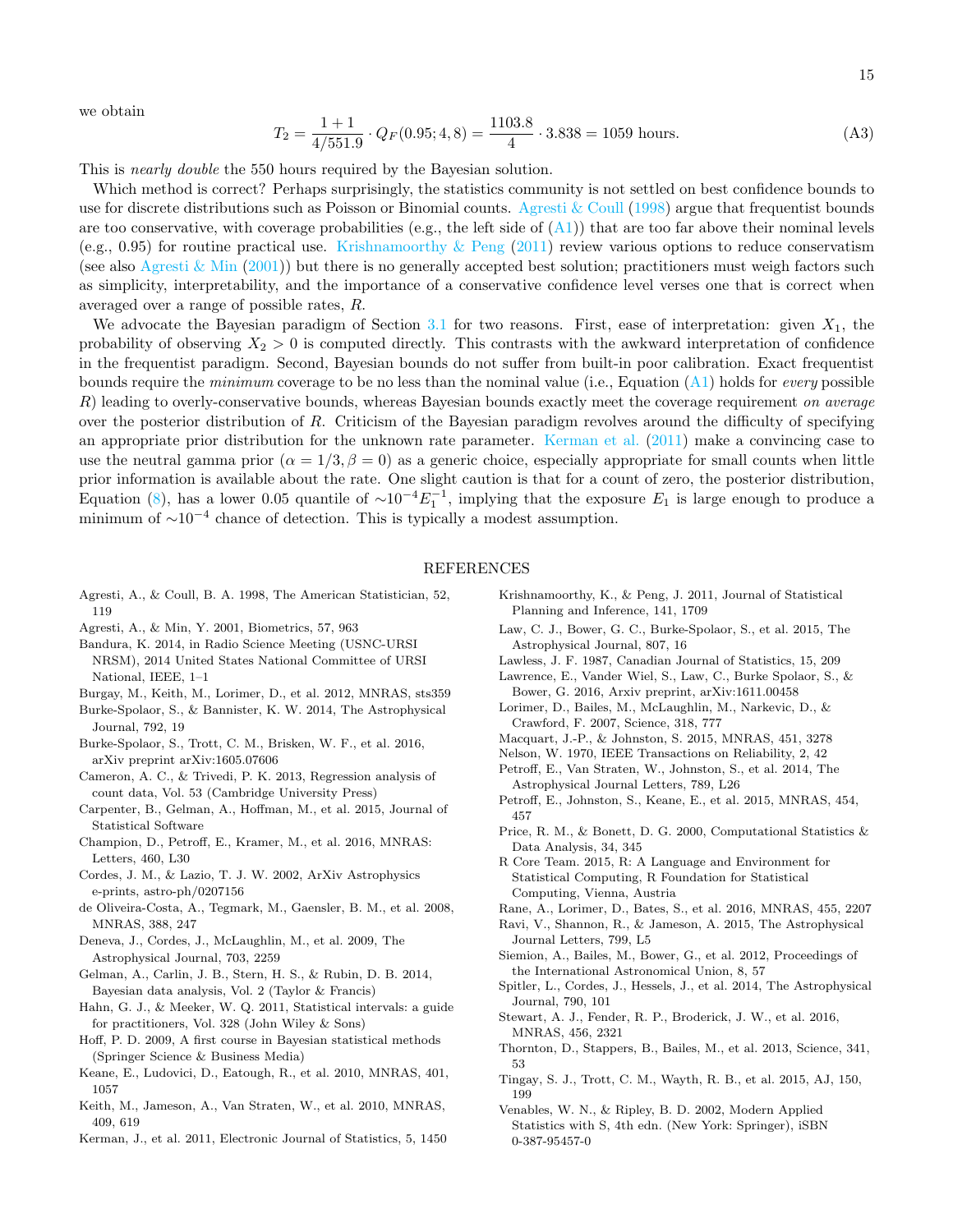we obtain

$$T_2 = \frac{1+1}{4/551.9} \cdot Q_F(0.95; 4, 8) = \frac{1103.8}{4} \cdot 3.838 = 1059 \text{ hours.} \tag{A3}$$

This is *nearly double* the 550 hours required by the Bayesian solution.

Which method is correct? Perhaps surprisingly, the statistics community is not settled on best confidence bounds to use for discrete distributions such as Poisson or Binomial counts. Agresti & Coull (1998) argue that frequentist bounds are too conservative, with coverage probabilities (e.g., the left side of (A1)) that are too far above their nominal levels (e.g., 0.95) for routine practical use. Krishnamoorthy & Peng (2011) review various options to reduce conservatism (see also Agresti & Min (2001)) but there is no generally accepted best solution; practitioners must weigh factors such as simplicity, interpretability, and the importance of a conservative confidence level verses one that is correct when averaged over a range of possible rates, $R$.

We advocate the Bayesian paradigm of Section 3.1 for two reasons. First, ease of interpretation: given $X_1$, the probability of observing $X_2 > 0$ is computed directly. This contrasts with the awkward interpretation of confidence in the frequentist paradigm. Second, Bayesian bounds do not suffer from built-in poor calibration. Exact frequentist bounds require the *minimum* coverage to be no less than the nominal value (i.e., Equation (A1) holds for *every* possible $R$) leading to overly-conservative bounds, whereas Bayesian bounds exactly meet the coverage requirement *on average* over the posterior distribution of $R$. Criticism of the Bayesian paradigm revolves around the difficulty of specifying an appropriate prior distribution for the unknown rate parameter. Kerman et al. (2011) make a convincing case to use the neutral gamma prior ($\alpha = 1/3, \beta = 0$) as a generic choice, especially appropriate for small counts when little prior information is available about the rate. One slight caution is that for a count of zero, the posterior distribution, Equation (8), has a lower 0.05 quantile of $\sim 10^{-4} E_1^{-1}$, implying that the exposure $E_1$ is large enough to produce a minimum of $\sim 10^{-4}$ chance of detection. This is typically a modest assumption.

## REFERENCES

Agresti, A., & Coull, B. A. 1998, The American Statistician, 52, 119

Agresti, A., & Min, Y. 2001, Biometrics, 57, 963

Bandura, K. 2014, in Radio Science Meeting (USNC-URSI NRSM), 2014 United States National Committee of URSI National, IEEE, 1–1

Burgay, M., Keith, M., Lorimer, D., et al. 2012, MNRAS, sts359

Burke-Spolaor, S., & Bannister, K. W. 2014, The Astrophysical Journal, 792, 19

Burke-Spolaor, S., Trott, C. M., Brisken, W. F., et al. 2016, arXiv preprint arXiv:1605.07606

Cameron, A. C., & Trivedi, P. K. 2013, Regression analysis of count data, Vol. 53 (Cambridge University Press)

Carpenter, B., Gelman, A., Hoffman, M., et al. 2015, Journal of Statistical Software

Champion, D., Petroff, E., Kramer, M., et al. 2016, MNRAS: Letters, 460, L30

Cordes, J. M., & Lazio, T. J. W. 2002, ArXiv Astrophysics e-prints, astro-ph/0207156

de Oliveira-Costa, A., Tegmark, M., Gaensler, B. M., et al. 2008, MNRAS, 388, 247

Deneva, J., Cordes, J., McLaughlin, M., et al. 2009, The Astrophysical Journal, 703, 2259

Gelman, A., Carlin, J. B., Stern, H. S., & Rubin, D. B. 2014, Bayesian data analysis, Vol. 2 (Taylor & Francis)

Hahn, G. J., & Meeker, W. Q. 2011, Statistical intervals: a guide for practitioners, Vol. 328 (John Wiley & Sons)

Hoff, P. D. 2009, A first course in Bayesian statistical methods (Springer Science & Business Media)

Keane, E., Ludovici, D., Eatough, R., et al. 2010, MNRAS, 401, 1057

Keith, M., Jameson, A., Van Straten, W., et al. 2010, MNRAS, 409, 619

Kerman, J., et al. 2011, Electronic Journal of Statistics, 5, 1450

Krishnamoorthy, K., & Peng, J. 2011, Journal of Statistical Planning and Inference, 141, 1709

Law, C. J., Bower, G. C., Burke-Spolaor, S., et al. 2015, The Astrophysical Journal, 807, 16

Lawless, J. F. 1987, Canadian Journal of Statistics, 15, 209

Lawrence, E., Vander Wiel, S., Law, C., Burke Spolaor, S., & Bower, G. 2016, Arxiv preprint, arXiv:1611.00458

Lorimer, D., Bailes, M., McLaughlin, M., Narkevic, D., & Crawford, F. 2007, Science, 318, 777

Macquart, J.-P., & Johnston, S. 2015, MNRAS, 451, 3278

Nelson, W. 1970, IEEE Transactions on Reliability, 2, 42

Petroff, E., Van Straten, W., Johnston, S., et al. 2014, The Astrophysical Journal Letters, 789, L26

Petroff, E., Johnston, S., Keane, E., et al. 2015, MNRAS, 454, 457

Price, R. M., & Bonett, D. G. 2000, Computational Statistics & Data Analysis, 34, 345

R Core Team. 2015, R: A Language and Environment for Statistical Computing, R Foundation for Statistical Computing, Vienna, Austria

Rane, A., Lorimer, D., Bates, S., et al. 2016, MNRAS, 455, 2207

Ravi, V., Shannon, R., & Jameson, A. 2015, The Astrophysical Journal Letters, 799, L5

Siemion, A., Bailes, M., Bower, G., et al. 2012, Proceedings of the International Astronomical Union, 8, 57

Spitler, L., Cordes, J., Hessels, J., et al. 2014, The Astrophysical Journal, 790, 101

Stewart, A. J., Fender, R. P., Broderick, J. W., et al. 2016, MNRAS, 456, 2321

Thornton, D., Stappers, B., Bailes, M., et al. 2013, Science, 341, 53

Tingay, S. J., Trott, C. M., Wayth, R. B., et al. 2015, AJ, 150, 199

Venables, W. N., & Ripley, B. D. 2002, Modern Applied Statistics with S, 4th edn. (New York: Springer), iSBN 0-387-95457-0